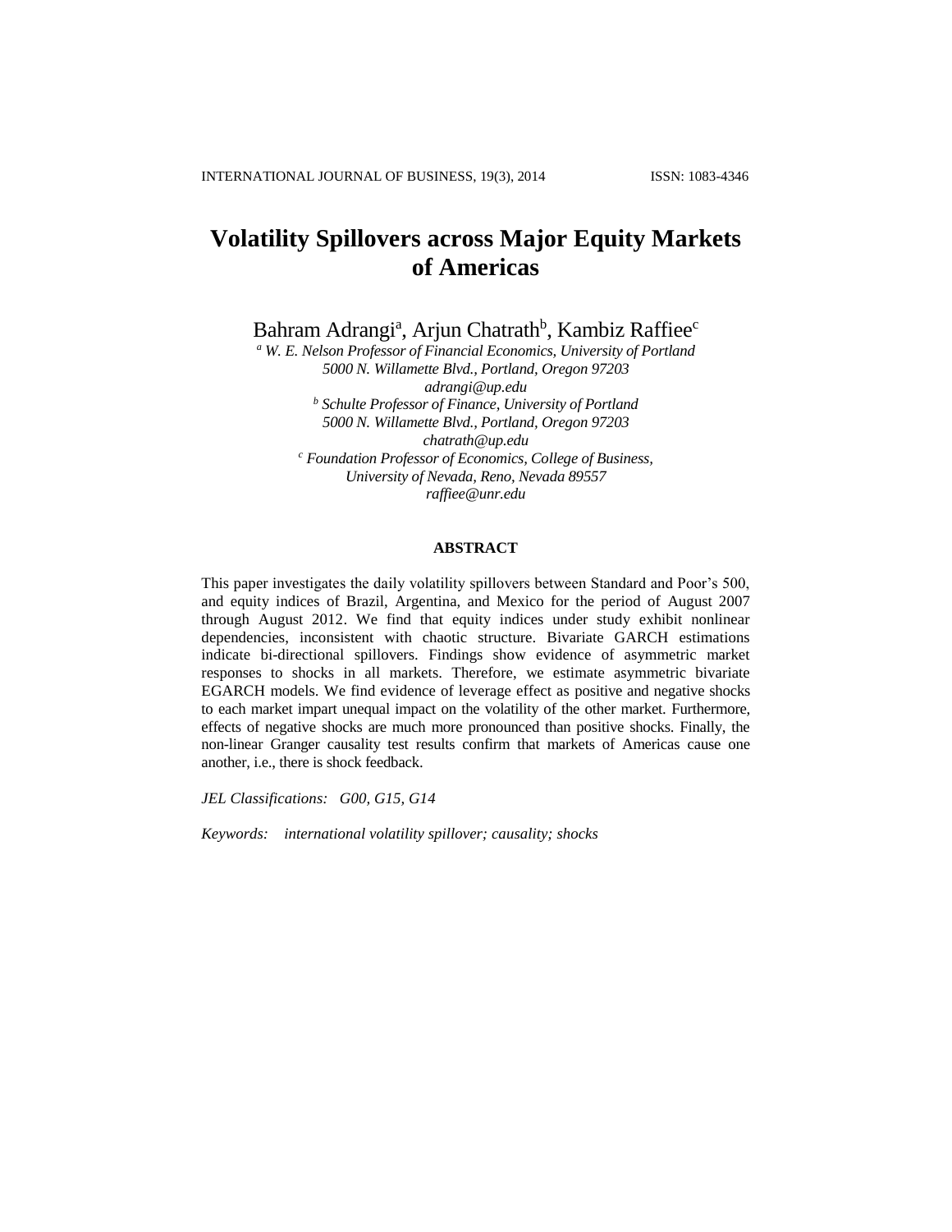# Volatility Spillovers across Major Equity Markets of Americas

Bahram Adrangi[a], Arjun Chatrath[b], Kambiz Raffiee[c]

[a] *W. E. Nelson Professor of Financial Economics, University of Portland*
*5000 N. Willamette Blvd., Portland, Oregon 97203*
*adrangi@up.edu*

[b] *Schulte Professor of Finance, University of Portland*
*5000 N. Willamette Blvd., Portland, Oregon 97203*
*chatrath@up.edu*

[c] *Foundation Professor of Economics, College of Business,*
*University of Nevada, Reno, Nevada 89557*
*raffiee@unr.edu*

## ABSTRACT

This paper investigates the daily volatility spillovers between Standard and Poor's 500, and equity indices of Brazil, Argentina, and Mexico for the period of August 2007 through August 2012. We find that equity indices under study exhibit nonlinear dependencies, inconsistent with chaotic structure. Bivariate GARCH estimations indicate bi-directional spillovers. Findings show evidence of asymmetric market responses to shocks in all markets. Therefore, we estimate asymmetric bivariate EGARCH models. We find evidence of leverage effect as positive and negative shocks to each market impart unequal impact on the volatility of the other market. Furthermore, effects of negative shocks are much more pronounced than positive shocks. Finally, the non-linear Granger causality test results confirm that markets of Americas cause one another, i.e., there is shock feedback.

*JEL Classifications:* *G00, G15, G14*

*Keywords:* *international volatility spillover; causality; shocks*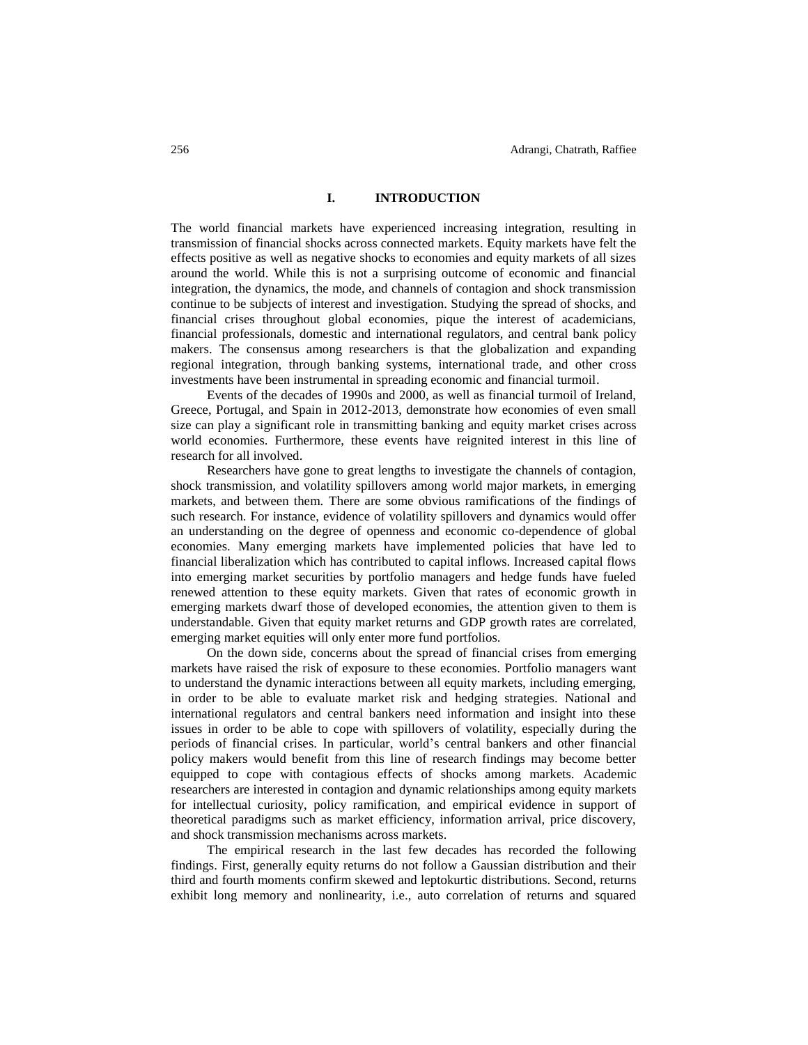## I. INTRODUCTION

The world financial markets have experienced increasing integration, resulting in transmission of financial shocks across connected markets. Equity markets have felt the effects positive as well as negative shocks to economies and equity markets of all sizes around the world. While this is not a surprising outcome of economic and financial integration, the dynamics, the mode, and channels of contagion and shock transmission continue to be subjects of interest and investigation. Studying the spread of shocks, and financial crises throughout global economies, pique the interest of academicians, financial professionals, domestic and international regulators, and central bank policy makers. The consensus among researchers is that the globalization and expanding regional integration, through banking systems, international trade, and other cross investments have been instrumental in spreading economic and financial turmoil.

Events of the decades of 1990s and 2000, as well as financial turmoil of Ireland, Greece, Portugal, and Spain in 2012-2013, demonstrate how economies of even small size can play a significant role in transmitting banking and equity market crises across world economies. Furthermore, these events have reignited interest in this line of research for all involved.

Researchers have gone to great lengths to investigate the channels of contagion, shock transmission, and volatility spillovers among world major markets, in emerging markets, and between them. There are some obvious ramifications of the findings of such research. For instance, evidence of volatility spillovers and dynamics would offer an understanding on the degree of openness and economic co-dependence of global economies. Many emerging markets have implemented policies that have led to financial liberalization which has contributed to capital inflows. Increased capital flows into emerging market securities by portfolio managers and hedge funds have fueled renewed attention to these equity markets. Given that rates of economic growth in emerging markets dwarf those of developed economies, the attention given to them is understandable. Given that equity market returns and GDP growth rates are correlated, emerging market equities will only enter more fund portfolios.

On the down side, concerns about the spread of financial crises from emerging markets have raised the risk of exposure to these economies. Portfolio managers want to understand the dynamic interactions between all equity markets, including emerging, in order to be able to evaluate market risk and hedging strategies. National and international regulators and central bankers need information and insight into these issues in order to be able to cope with spillovers of volatility, especially during the periods of financial crises. In particular, world's central bankers and other financial policy makers would benefit from this line of research findings may become better equipped to cope with contagious effects of shocks among markets. Academic researchers are interested in contagion and dynamic relationships among equity markets for intellectual curiosity, policy ramification, and empirical evidence in support of theoretical paradigms such as market efficiency, information arrival, price discovery, and shock transmission mechanisms across markets.

The empirical research in the last few decades has recorded the following findings. First, generally equity returns do not follow a Gaussian distribution and their third and fourth moments confirm skewed and leptokurtic distributions. Second, returns exhibit long memory and nonlinearity, i.e., auto correlation of returns and squared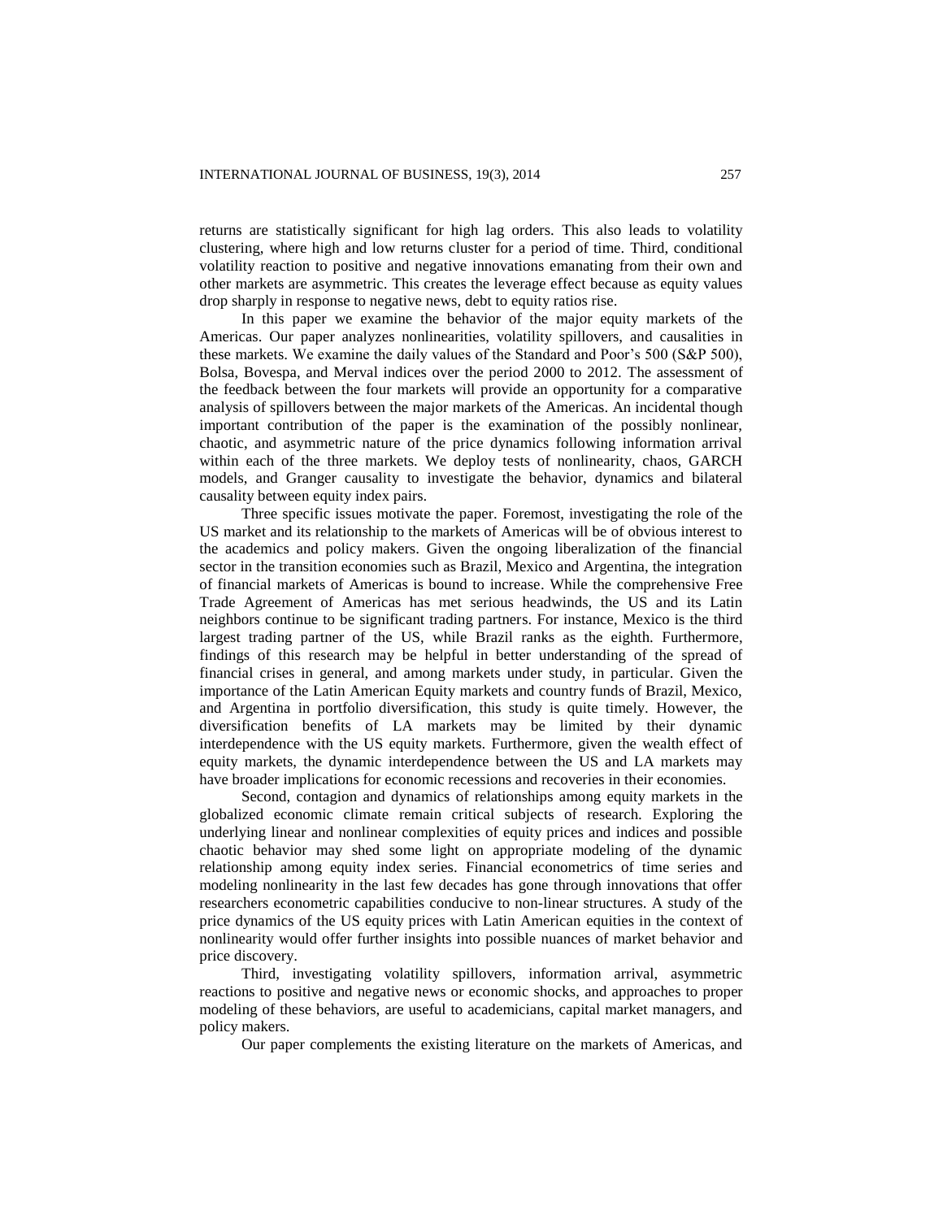returns are statistically significant for high lag orders. This also leads to volatility clustering, where high and low returns cluster for a period of time. Third, conditional volatility reaction to positive and negative innovations emanating from their own and other markets are asymmetric. This creates the leverage effect because as equity values drop sharply in response to negative news, debt to equity ratios rise.

In this paper we examine the behavior of the major equity markets of the Americas. Our paper analyzes nonlinearities, volatility spillovers, and causalities in these markets. We examine the daily values of the Standard and Poor's 500 (S&P 500), Bolsa, Bovespa, and Merval indices over the period 2000 to 2012. The assessment of the feedback between the four markets will provide an opportunity for a comparative analysis of spillovers between the major markets of the Americas. An incidental though important contribution of the paper is the examination of the possibly nonlinear, chaotic, and asymmetric nature of the price dynamics following information arrival within each of the three markets. We deploy tests of nonlinearity, chaos, GARCH models, and Granger causality to investigate the behavior, dynamics and bilateral causality between equity index pairs.

Three specific issues motivate the paper. Foremost, investigating the role of the US market and its relationship to the markets of Americas will be of obvious interest to the academics and policy makers. Given the ongoing liberalization of the financial sector in the transition economies such as Brazil, Mexico and Argentina, the integration of financial markets of Americas is bound to increase. While the comprehensive Free Trade Agreement of Americas has met serious headwinds, the US and its Latin neighbors continue to be significant trading partners. For instance, Mexico is the third largest trading partner of the US, while Brazil ranks as the eighth. Furthermore, findings of this research may be helpful in better understanding of the spread of financial crises in general, and among markets under study, in particular. Given the importance of the Latin American Equity markets and country funds of Brazil, Mexico, and Argentina in portfolio diversification, this study is quite timely. However, the diversification benefits of LA markets may be limited by their dynamic interdependence with the US equity markets. Furthermore, given the wealth effect of equity markets, the dynamic interdependence between the US and LA markets may have broader implications for economic recessions and recoveries in their economies.

Second, contagion and dynamics of relationships among equity markets in the globalized economic climate remain critical subjects of research. Exploring the underlying linear and nonlinear complexities of equity prices and indices and possible chaotic behavior may shed some light on appropriate modeling of the dynamic relationship among equity index series. Financial econometrics of time series and modeling nonlinearity in the last few decades has gone through innovations that offer researchers econometric capabilities conducive to non-linear structures. A study of the price dynamics of the US equity prices with Latin American equities in the context of nonlinearity would offer further insights into possible nuances of market behavior and price discovery.

Third, investigating volatility spillovers, information arrival, asymmetric reactions to positive and negative news or economic shocks, and approaches to proper modeling of these behaviors, are useful to academicians, capital market managers, and policy makers.

Our paper complements the existing literature on the markets of Americas, and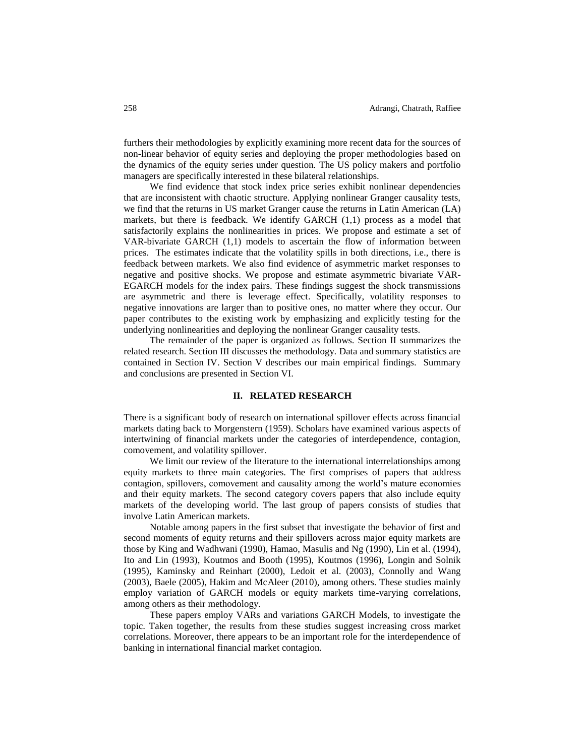furthers their methodologies by explicitly examining more recent data for the sources of non-linear behavior of equity series and deploying the proper methodologies based on the dynamics of the equity series under question. The US policy makers and portfolio managers are specifically interested in these bilateral relationships.

We find evidence that stock index price series exhibit nonlinear dependencies that are inconsistent with chaotic structure. Applying nonlinear Granger causality tests, we find that the returns in US market Granger cause the returns in Latin American (LA) markets, but there is feedback. We identify GARCH (1,1) process as a model that satisfactorily explains the nonlinearities in prices. We propose and estimate a set of VAR-bivariate GARCH (1,1) models to ascertain the flow of information between prices. The estimates indicate that the volatility spills in both directions, i.e., there is feedback between markets. We also find evidence of asymmetric market responses to negative and positive shocks. We propose and estimate asymmetric bivariate VAR-EGARCH models for the index pairs. These findings suggest the shock transmissions are asymmetric and there is leverage effect. Specifically, volatility responses to negative innovations are larger than to positive ones, no matter where they occur. Our paper contributes to the existing work by emphasizing and explicitly testing for the underlying nonlinearities and deploying the nonlinear Granger causality tests.

The remainder of the paper is organized as follows. Section II summarizes the related research. Section III discusses the methodology. Data and summary statistics are contained in Section IV. Section V describes our main empirical findings. Summary and conclusions are presented in Section VI.

## II. RELATED RESEARCH

There is a significant body of research on international spillover effects across financial markets dating back to Morgenstern (1959). Scholars have examined various aspects of intertwining of financial markets under the categories of interdependence, contagion, comovement, and volatility spillover.

We limit our review of the literature to the international interrelationships among equity markets to three main categories. The first comprises of papers that address contagion, spillovers, comovement and causality among the world's mature economies and their equity markets. The second category covers papers that also include equity markets of the developing world. The last group of papers consists of studies that involve Latin American markets.

Notable among papers in the first subset that investigate the behavior of first and second moments of equity returns and their spillovers across major equity markets are those by King and Wadhwani (1990), Hamao, Masulis and Ng (1990), Lin et al. (1994), Ito and Lin (1993), Koutmos and Booth (1995), Koutmos (1996), Longin and Solnik (1995), Kaminsky and Reinhart (2000), Ledoit et al. (2003), Connolly and Wang (2003), Baele (2005), Hakim and McAleer (2010), among others. These studies mainly employ variation of GARCH models or equity markets time-varying correlations, among others as their methodology.

These papers employ VARs and variations GARCH Models, to investigate the topic. Taken together, the results from these studies suggest increasing cross market correlations. Moreover, there appears to be an important role for the interdependence of banking in international financial market contagion.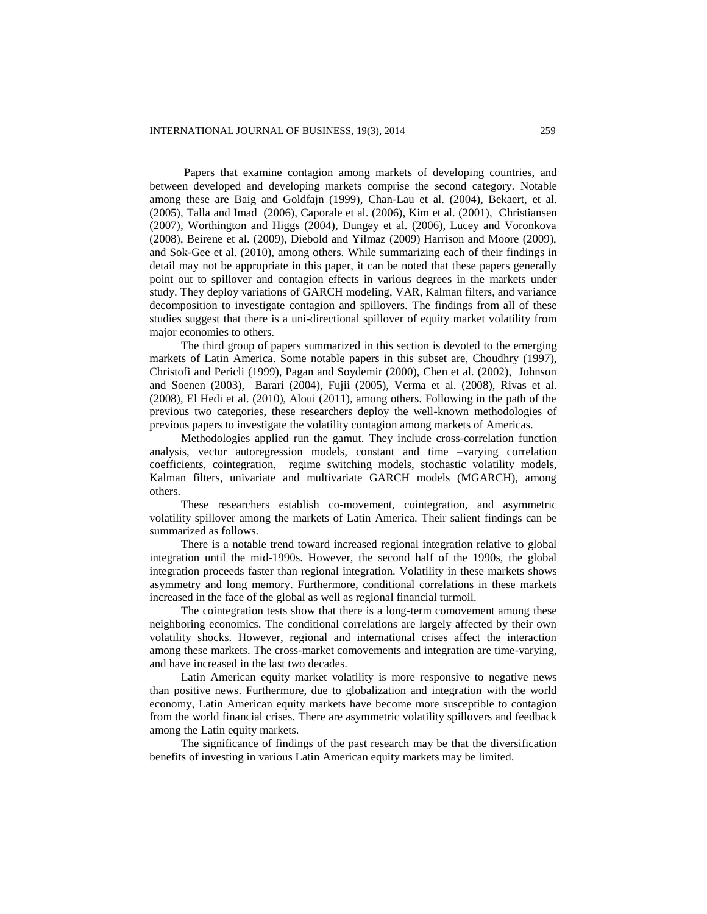Papers that examine contagion among markets of developing countries, and between developed and developing markets comprise the second category. Notable among these are Baig and Goldfajn (1999), Chan-Lau et al. (2004), Bekaert, et al. (2005), Talla and Imad (2006), Caporale et al. (2006), Kim et al. (2001), Christiansen (2007), Worthington and Higgs (2004), Dungey et al. (2006), Lucey and Voronkova (2008), Beirene et al. (2009), Diebold and Yilmaz (2009) Harrison and Moore (2009), and Sok-Gee et al. (2010), among others. While summarizing each of their findings in detail may not be appropriate in this paper, it can be noted that these papers generally point out to spillover and contagion effects in various degrees in the markets under study. They deploy variations of GARCH modeling, VAR, Kalman filters, and variance decomposition to investigate contagion and spillovers. The findings from all of these studies suggest that there is a uni-directional spillover of equity market volatility from major economies to others.

The third group of papers summarized in this section is devoted to the emerging markets of Latin America. Some notable papers in this subset are, Choudhry (1997), Christofi and Pericli (1999), Pagan and Soydemir (2000), Chen et al. (2002), Johnson and Soenen (2003), Barari (2004), Fujii (2005), Verma et al. (2008), Rivas et al. (2008), El Hedi et al. (2010), Aloui (2011), among others. Following in the path of the previous two categories, these researchers deploy the well-known methodologies of previous papers to investigate the volatility contagion among markets of Americas.

Methodologies applied run the gamut. They include cross-correlation function analysis, vector autoregression models, constant and time –varying correlation coefficients, cointegration, regime switching models, stochastic volatility models, Kalman filters, univariate and multivariate GARCH models (MGARCH), among others.

These researchers establish co-movement, cointegration, and asymmetric volatility spillover among the markets of Latin America. Their salient findings can be summarized as follows.

There is a notable trend toward increased regional integration relative to global integration until the mid-1990s. However, the second half of the 1990s, the global integration proceeds faster than regional integration. Volatility in these markets shows asymmetry and long memory. Furthermore, conditional correlations in these markets increased in the face of the global as well as regional financial turmoil.

The cointegration tests show that there is a long-term comovement among these neighboring economics. The conditional correlations are largely affected by their own volatility shocks. However, regional and international crises affect the interaction among these markets. The cross-market comovements and integration are time-varying, and have increased in the last two decades.

Latin American equity market volatility is more responsive to negative news than positive news. Furthermore, due to globalization and integration with the world economy, Latin American equity markets have become more susceptible to contagion from the world financial crises. There are asymmetric volatility spillovers and feedback among the Latin equity markets.

The significance of findings of the past research may be that the diversification benefits of investing in various Latin American equity markets may be limited.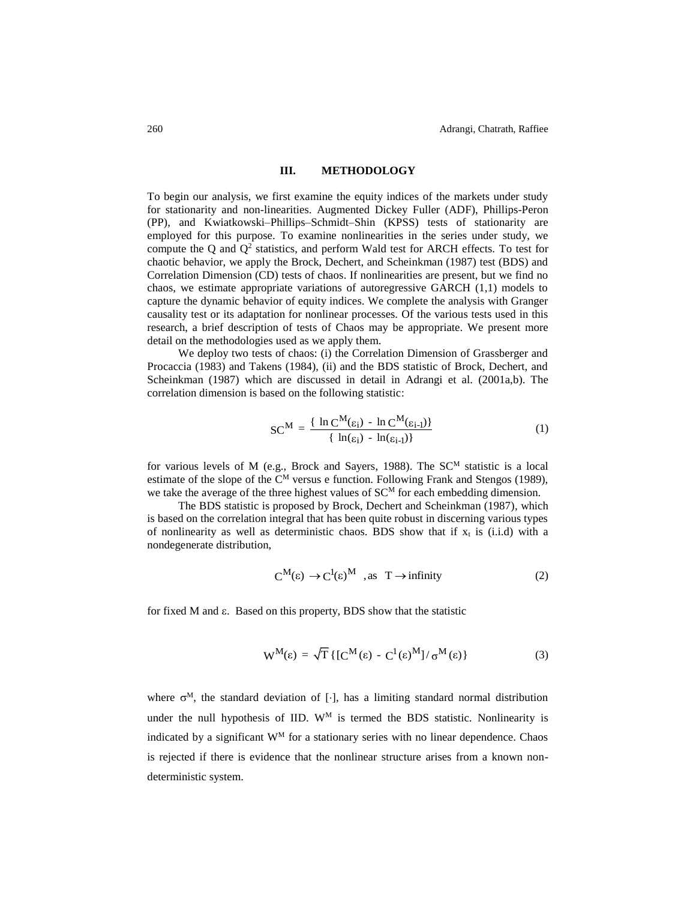## III. METHODOLOGY

To begin our analysis, we first examine the equity indices of the markets under study for stationarity and non-linearities. Augmented Dickey Fuller (ADF), Phillips-Peron (PP), and Kwiatkowski–Phillips–Schmidt–Shin (KPSS) tests of stationarity are employed for this purpose. To examine nonlinearities in the series under study, we compute the Q and $Q^2$ statistics, and perform Wald test for ARCH effects. To test for chaotic behavior, we apply the Brock, Dechert, and Scheinkman (1987) test (BDS) and Correlation Dimension (CD) tests of chaos. If nonlinearities are present, but we find no chaos, we estimate appropriate variations of autoregressive GARCH (1,1) models to capture the dynamic behavior of equity indices. We complete the analysis with Granger causality test or its adaptation for nonlinear processes. Of the various tests used in this research, a brief description of tests of Chaos may be appropriate. We present more detail on the methodologies used as we apply them.

We deploy two tests of chaos: (i) the Correlation Dimension of Grassberger and Procaccia (1983) and Takens (1984), (ii) and the BDS statistic of Brock, Dechert, and Scheinkman (1987) which are discussed in detail in Adrangi et al. (2001a,b). The correlation dimension is based on the following statistic:

$$SC^M = \frac{\{ \ln C^M(\varepsilon_i) - \ln C^M(\varepsilon_{i-1})\}}{\{ \ln(\varepsilon_i) - \ln(\varepsilon_{i-1})\}} \tag{1}$$

for various levels of M (e.g., Brock and Sayers, 1988). The $SC^M$ statistic is a local estimate of the slope of the $C^M$ versus e function. Following Frank and Stengos (1989), we take the average of the three highest values of $SC^M$ for each embedding dimension.

The BDS statistic is proposed by Brock, Dechert and Scheinkman (1987), which is based on the correlation integral that has been quite robust in discerning various types of nonlinearity as well as deterministic chaos. BDS show that if $x_t$ is (i.i.d) with a nondegenerate distribution,

$$C^M(\varepsilon) \rightarrow C^1(\varepsilon)^M \quad \text{, as } \; T \rightarrow \text{infinity} \tag{2}$$

for fixed M and $\varepsilon$. Based on this property, BDS show that the statistic

$$W^M(\varepsilon) = \sqrt{T}\,\{[C^M(\varepsilon) - C^1(\varepsilon)^M] / \sigma^M(\varepsilon)\} \tag{3}$$

where $\sigma^M$, the standard deviation of [·], has a limiting standard normal distribution under the null hypothesis of IID. $W^M$ is termed the BDS statistic. Nonlinearity is indicated by a significant $W^M$ for a stationary series with no linear dependence. Chaos is rejected if there is evidence that the nonlinear structure arises from a known non-deterministic system.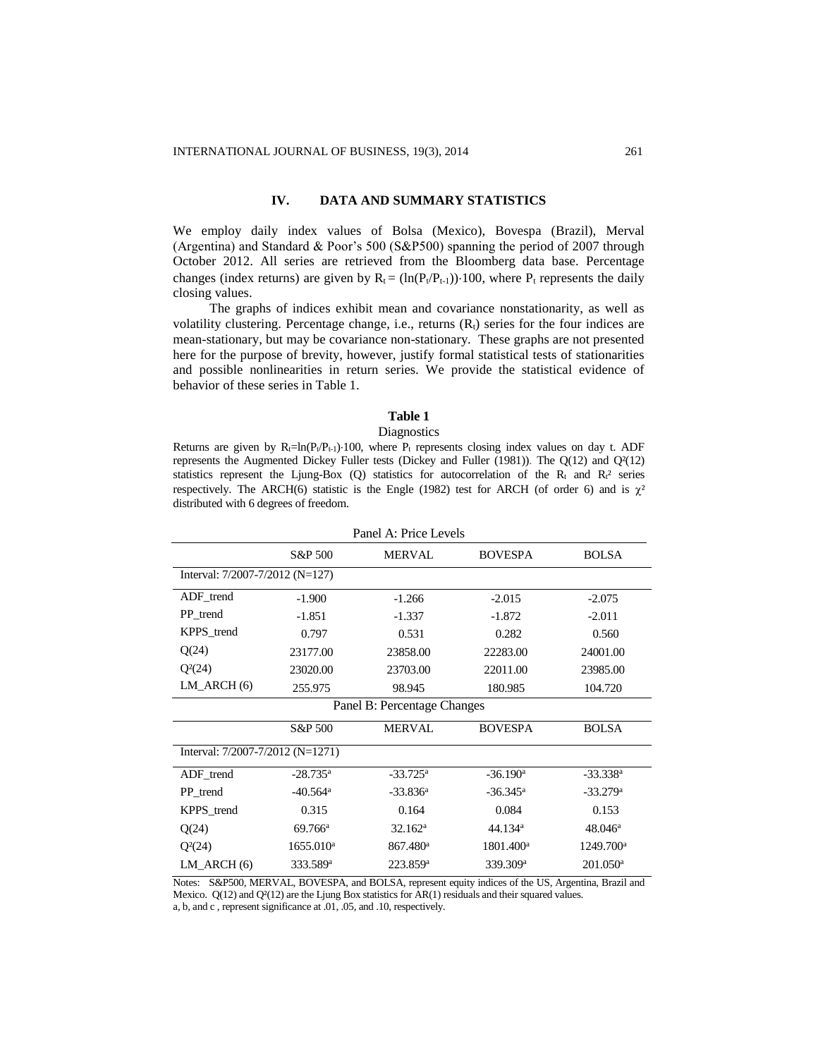## IV. DATA AND SUMMARY STATISTICS

We employ daily index values of Bolsa (Mexico), Bovespa (Brazil), Merval (Argentina) and Standard & Poor's 500 (S&P500) spanning the period of 2007 through October 2012. All series are retrieved from the Bloomberg data base. Percentage changes (index returns) are given by $R_t = (\ln(P_t/P_{t-1}))\cdot 100$, where $P_t$ represents the daily closing values.

The graphs of indices exhibit mean and covariance nonstationarity, as well as volatility clustering. Percentage change, i.e., returns ($R_t$) series for the four indices are mean-stationary, but may be covariance non-stationary. These graphs are not presented here for the purpose of brevity, however, justify formal statistical tests of stationarities and possible nonlinearities in return series. We provide the statistical evidence of behavior of these series in Table 1.

**Table 1**

Diagnostics

Returns are given by $R_t=\ln(P_t/P_{t-1})\cdot 100$, where $P_t$ represents closing index values on day t. ADF represents the Augmented Dickey Fuller tests (Dickey and Fuller (1981)). The Q(12) and $Q^2(12)$ statistics represent the Ljung-Box (Q) statistics for autocorrelation of the $R_t$ and $R_t^2$ series respectively. The ARCH(6) statistic is the Engle (1982) test for ARCH (of order 6) and is $\chi^2$ distributed with 6 degrees of freedom.

| Panel A: Price Levels | | | | |
|---|---|---|---|---|
| | S&P 500 | MERVAL | BOVESPA | BOLSA |
| Interval: 7/2007-7/2012 (N=127) | | | | |
| ADF_trend | -1.900 | -1.266 | -2.015 | -2.075 |
| PP_trend | -1.851 | -1.337 | -1.872 | -2.011 |
| KPPS_trend | 0.797 | 0.531 | 0.282 | 0.560 |
| Q(24) | 23177.00 | 23858.00 | 22283.00 | 24001.00 |
| $Q^2(24)$ | 23020.00 | 23703.00 | 22011.00 | 23985.00 |
| LM_ARCH (6) | 255.975 | 98.945 | 180.985 | 104.720 |
| **Panel B: Percentage Changes** | | | | |
| | S&P 500 | MERVAL | BOVESPA | BOLSA |
| Interval: 7/2007-7/2012 (N=1271) | | | | |
| ADF_trend | -28.735[a] | -33.725[a] | -36.190[a] | -33.338[a] |
| PP_trend | -40.564[a] | -33.836[a] | -36.345[a] | -33.279[a] |
| KPPS_trend | 0.315 | 0.164 | 0.084 | 0.153 |
| Q(24) | 69.766[a] | 32.162[a] | 44.134[a] | 48.046[a] |
| $Q^2(24)$ | 1655.010[a] | 867.480[a] | 1801.400[a] | 1249.700[a] |
| LM_ARCH (6) | 333.589[a] | 223.859[a] | 339.309[a] | 201.050[a] |

Notes: S&P500, MERVAL, BOVESPA, and BOLSA, represent equity indices of the US, Argentina, Brazil and Mexico. Q(12) and $Q^2(12)$ are the Ljung Box statistics for AR(1) residuals and their squared values.
a, b, and c , represent significance at .01, .05, and .10, respectively.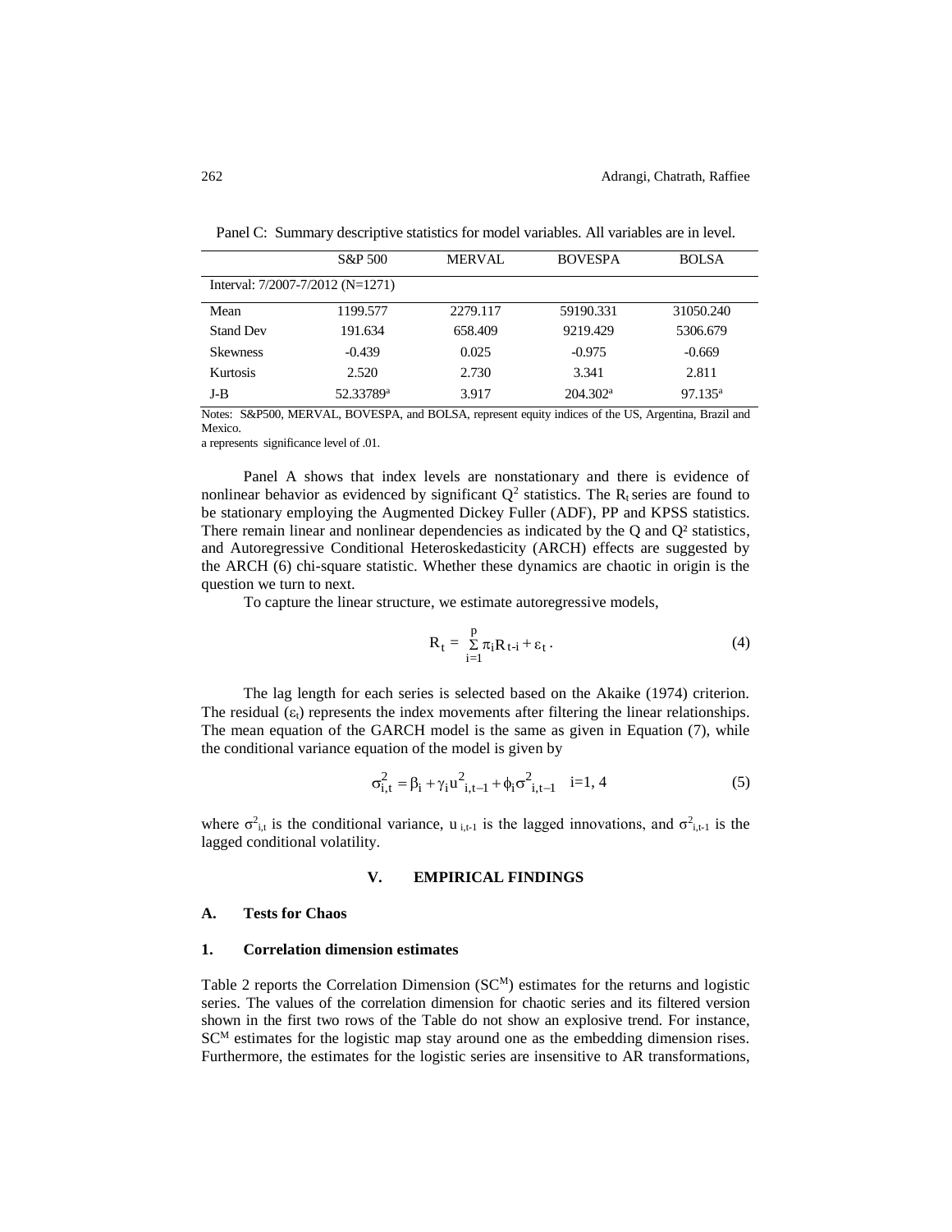Panel C: Summary descriptive statistics for model variables. All variables are in level.

| | S&P 500 | MERVAL | BOVESPA | BOLSA |
|---|---|---|---|---|
| Interval: 7/2007-7/2012 (N=1271) | | | | |
| Mean | 1199.577 | 2279.117 | 59190.331 | 31050.240 |
| Stand Dev | 191.634 | 658.409 | 9219.429 | 5306.679 |
| Skewness | -0.439 | 0.025 | -0.975 | -0.669 |
| Kurtosis | 2.520 | 2.730 | 3.341 | 2.811 |
| J-B | 52.33789[a] | 3.917 | 204.302[a] | 97.135[a] |

Notes: S&P500, MERVAL, BOVESPA, and BOLSA, represent equity indices of the US, Argentina, Brazil and Mexico.

a represents significance level of .01.

Panel A shows that index levels are nonstationary and there is evidence of nonlinear behavior as evidenced by significant $Q^2$ statistics. The $R_t$ series are found to be stationary employing the Augmented Dickey Fuller (ADF), PP and KPSS statistics. There remain linear and nonlinear dependencies as indicated by the Q and $Q^2$ statistics, and Autoregressive Conditional Heteroskedasticity (ARCH) effects are suggested by the ARCH (6) chi-square statistic. Whether these dynamics are chaotic in origin is the question we turn to next.

To capture the linear structure, we estimate autoregressive models,

$$R_t = \sum_{i=1}^{p} \pi_i R_{t-i} + \varepsilon_t . \tag{4}$$

The lag length for each series is selected based on the Akaike (1974) criterion. The residual ($\varepsilon_t$) represents the index movements after filtering the linear relationships. The mean equation of the GARCH model is the same as given in Equation (7), while the conditional variance equation of the model is given by

$$\sigma^2_{i,t} = \beta_i + \gamma_i u^2_{i,t-1} + \phi_i \sigma^2_{i,t-1} \quad \text{i=1, 4} \tag{5}$$

where $\sigma^2_{i,t}$ is the conditional variance, $u_{i,t-1}$ is the lagged innovations, and $\sigma^2_{i,t-1}$ is the lagged conditional volatility.

## V. EMPIRICAL FINDINGS

### A. Tests for Chaos

#### 1. Correlation dimension estimates

Table 2 reports the Correlation Dimension ($SC^M$) estimates for the returns and logistic series. The values of the correlation dimension for chaotic series and its filtered version shown in the first two rows of the Table do not show an explosive trend. For instance, $SC^M$ estimates for the logistic map stay around one as the embedding dimension rises. Furthermore, the estimates for the logistic series are insensitive to AR transformations,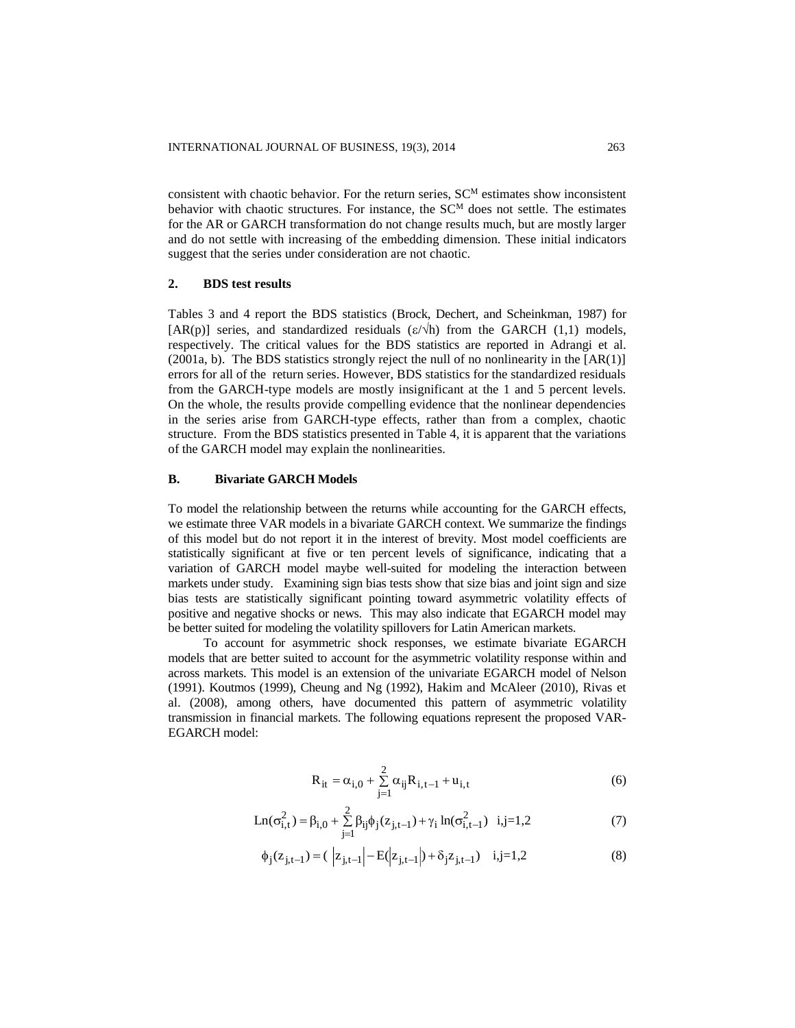consistent with chaotic behavior. For the return series, $SC^M$ estimates show inconsistent behavior with chaotic structures. For instance, the $SC^M$ does not settle. The estimates for the AR or GARCH transformation do not change results much, but are mostly larger and do not settle with increasing of the embedding dimension. These initial indicators suggest that the series under consideration are not chaotic.

### 2. BDS test results

Tables 3 and 4 report the BDS statistics (Brock, Dechert, and Scheinkman, 1987) for [AR(p)] series, and standardized residuals ($\varepsilon/\sqrt{h}$) from the GARCH (1,1) models, respectively. The critical values for the BDS statistics are reported in Adrangi et al. (2001a, b). The BDS statistics strongly reject the null of no nonlinearity in the [AR(1)] errors for all of the return series. However, BDS statistics for the standardized residuals from the GARCH-type models are mostly insignificant at the 1 and 5 percent levels. On the whole, the results provide compelling evidence that the nonlinear dependencies in the series arise from GARCH-type effects, rather than from a complex, chaotic structure. From the BDS statistics presented in Table 4, it is apparent that the variations of the GARCH model may explain the nonlinearities.

## B. Bivariate GARCH Models

To model the relationship between the returns while accounting for the GARCH effects, we estimate three VAR models in a bivariate GARCH context. We summarize the findings of this model but do not report it in the interest of brevity. Most model coefficients are statistically significant at five or ten percent levels of significance, indicating that a variation of GARCH model maybe well-suited for modeling the interaction between markets under study. Examining sign bias tests show that size bias and joint sign and size bias tests are statistically significant pointing toward asymmetric volatility effects of positive and negative shocks or news. This may also indicate that EGARCH model may be better suited for modeling the volatility spillovers for Latin American markets.

To account for asymmetric shock responses, we estimate bivariate EGARCH models that are better suited to account for the asymmetric volatility response within and across markets. This model is an extension of the univariate EGARCH model of Nelson (1991). Koutmos (1999), Cheung and Ng (1992), Hakim and McAleer (2010), Rivas et al. (2008), among others, have documented this pattern of asymmetric volatility transmission in financial markets. The following equations represent the proposed VAR-EGARCH model:

$$R_{it} = \alpha_{i,0} + \sum_{j=1}^{2} \alpha_{ij} R_{i,t-1} + u_{i,t} \tag{6}$$

$$\mathrm{Ln}(\sigma_{i,t}^2) = \beta_{i,0} + \sum_{j=1}^{2} \beta_{ij} \phi_j(z_{j,t-1}) + \gamma_i \ln(\sigma_{i,t-1}^2) \quad \text{i,j=1,2} \tag{7}$$

$$\phi_j(z_{j,t-1}) = ( \left|z_{j,t-1}\right| - E(\left|z_{j,t-1}\right|) + \delta_j z_{j,t-1}) \quad \text{i,j=1,2} \tag{8}$$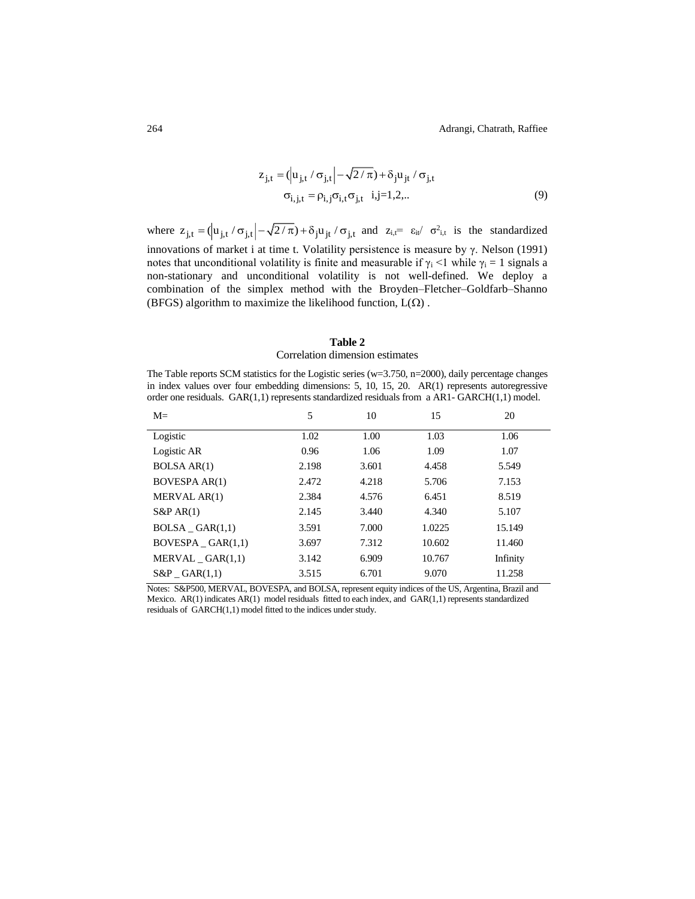$$z_{j,t} = (\left|u_{j,t} / \sigma_{j,t}\right| - \sqrt{2/\pi}) + \delta_j u_{jt} / \sigma_{j,t}$$

$$\sigma_{i,j,t} = \rho_{i,j}\sigma_{i,t}\sigma_{j,t} \quad \text{i,j=1,2,..} \tag{9}$$

where $z_{j,t} = (\left|u_{j,t} / \sigma_{j,t}\right| - \sqrt{2/\pi}) + \delta_j u_{jt} / \sigma_{j,t}$ and $z_{i,t} = \varepsilon_{it} / \sigma^2_{i,t}$ is the standardized innovations of market i at time t. Volatility persistence is measure by $\gamma$. Nelson (1991) notes that unconditional volatility is finite and measurable if $\gamma_i < 1$ while $\gamma_i = 1$ signals a non-stationary and unconditional volatility is not well-defined. We deploy a combination of the simplex method with the Broyden–Fletcher–Goldfarb–Shanno (BFGS) algorithm to maximize the likelihood function, $L(\Omega)$ .

**Table 2**
Correlation dimension estimates

The Table reports SCM statistics for the Logistic series (w=3.750, n=2000), daily percentage changes in index values over four embedding dimensions: 5, 10, 15, 20. AR(1) represents autoregressive order one residuals. GAR(1,1) represents standardized residuals from a AR1- GARCH(1,1) model.

| M= | 5 | 10 | 15 | 20 |
|---|---|---|---|---|
| Logistic | 1.02 | 1.00 | 1.03 | 1.06 |
| Logistic AR | 0.96 | 1.06 | 1.09 | 1.07 |
| BOLSA AR(1) | 2.198 | 3.601 | 4.458 | 5.549 |
| BOVESPA AR(1) | 2.472 | 4.218 | 5.706 | 7.153 |
| MERVAL AR(1) | 2.384 | 4.576 | 6.451 | 8.519 |
| S&P AR(1) | 2.145 | 3.440 | 4.340 | 5.107 |
| BOLSA _ GAR(1,1) | 3.591 | 7.000 | 1.0225 | 15.149 |
| BOVESPA _ GAR(1,1) | 3.697 | 7.312 | 10.602 | 11.460 |
| MERVAL _ GAR(1,1) | 3.142 | 6.909 | 10.767 | Infinity |
| S&P _ GAR(1,1) | 3.515 | 6.701 | 9.070 | 11.258 |

Notes: S&P500, MERVAL, BOVESPA, and BOLSA, represent equity indices of the US, Argentina, Brazil and Mexico. AR(1) indicates AR(1) model residuals fitted to each index, and GAR(1,1) represents standardized residuals of GARCH(1,1) model fitted to the indices under study.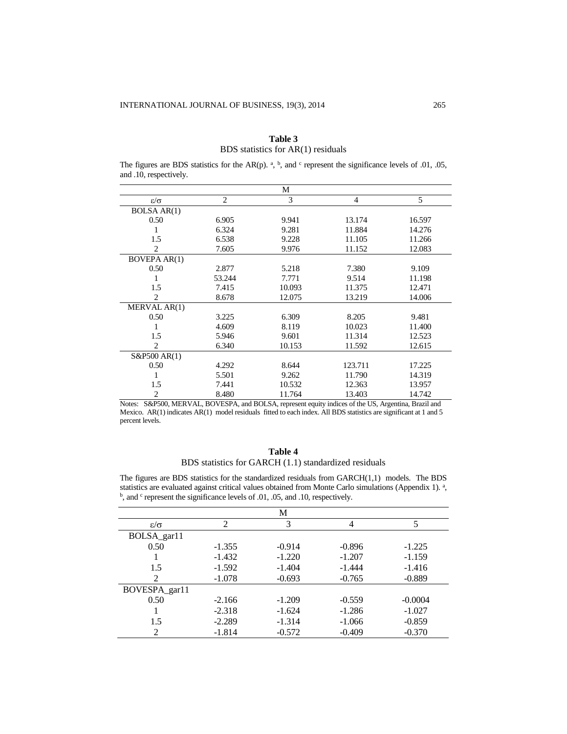**Table 3**

BDS statistics for AR(1) residuals

The figures are BDS statistics for the AR(p). [a], [b], and [c] represent the significance levels of .01, .05, and .10, respectively.

| | M | | | |
|---|---|---|---|---|
| ε/σ | 2 | 3 | 4 | 5 |
| BOLSA AR(1) | | | | |
| 0.50 | 6.905 | 9.941 | 13.174 | 16.597 |
| 1 | 6.324 | 9.281 | 11.884 | 14.276 |
| 1.5 | 6.538 | 9.228 | 11.105 | 11.266 |
| 2 | 7.605 | 9.976 | 11.152 | 12.083 |
| BOVEPA AR(1) | | | | |
| 0.50 | 2.877 | 5.218 | 7.380 | 9.109 |
| 1 | 53.244 | 7.771 | 9.514 | 11.198 |
| 1.5 | 7.415 | 10.093 | 11.375 | 12.471 |
| 2 | 8.678 | 12.075 | 13.219 | 14.006 |
| MERVAL AR(1) | | | | |
| 0.50 | 3.225 | 6.309 | 8.205 | 9.481 |
| 1 | 4.609 | 8.119 | 10.023 | 11.400 |
| 1.5 | 5.946 | 9.601 | 11.314 | 12.523 |
| 2 | 6.340 | 10.153 | 11.592 | 12.615 |
| S&P500 AR(1) | | | | |
| 0.50 | 4.292 | 8.644 | 123.711 | 17.225 |
| 1 | 5.501 | 9.262 | 11.790 | 14.319 |
| 1.5 | 7.441 | 10.532 | 12.363 | 13.957 |
| 2 | 8.480 | 11.764 | 13.403 | 14.742 |

Notes: S&P500, MERVAL, BOVESPA, and BOLSA, represent equity indices of the US, Argentina, Brazil and Mexico. AR(1) indicates AR(1) model residuals fitted to each index. All BDS statistics are significant at 1 and 5 percent levels.

**Table 4**

BDS statistics for GARCH (1.1) standardized residuals

The figures are BDS statistics for the standardized residuals from GARCH(1,1) models. The BDS statistics are evaluated against critical values obtained from Monte Carlo simulations (Appendix 1). [a], [b], and [c] represent the significance levels of .01, .05, and .10, respectively.

| | M | | | |
|---|---|---|---|---|
| ε/σ | 2 | 3 | 4 | 5 |
| BOLSA_gar11 | | | | |
| 0.50 | -1.355 | -0.914 | -0.896 | -1.225 |
| 1 | -1.432 | -1.220 | -1.207 | -1.159 |
| 1.5 | -1.592 | -1.404 | -1.444 | -1.416 |
| 2 | -1.078 | -0.693 | -0.765 | -0.889 |
| BOVESPA_gar11 | | | | |
| 0.50 | -2.166 | -1.209 | -0.559 | -0.0004 |
| 1 | -2.318 | -1.624 | -1.286 | -1.027 |
| 1.5 | -2.289 | -1.314 | -1.066 | -0.859 |
| 2 | -1.814 | -0.572 | -0.409 | -0.370 |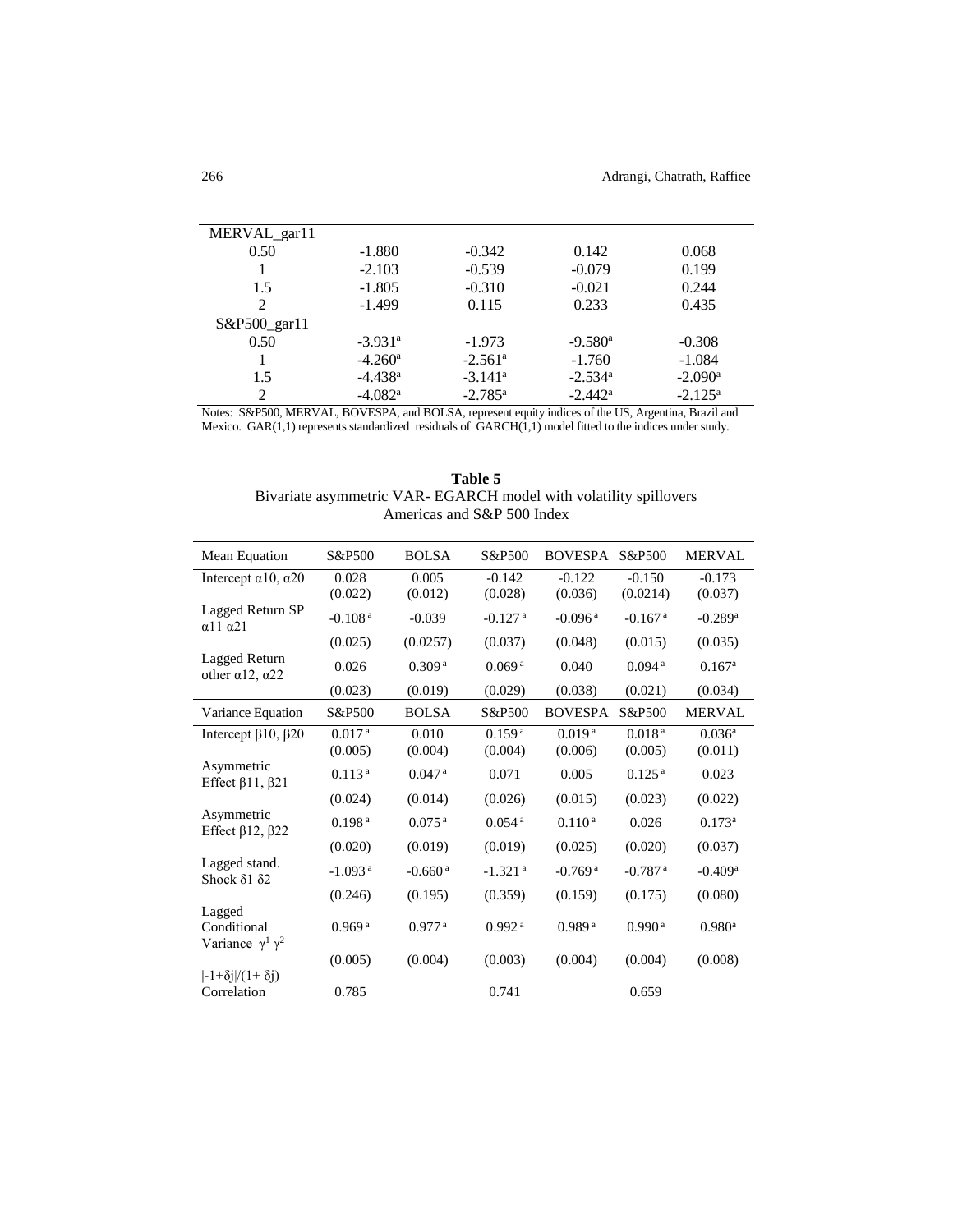| | | | | |
|---|---|---|---|---|
| MERVAL_gar11 | | | | |
| 0.50 | -1.880 | -0.342 | 0.142 | 0.068 |
| 1 | -2.103 | -0.539 | -0.079 | 0.199 |
| 1.5 | -1.805 | -0.310 | -0.021 | 0.244 |
| 2 | -1.499 | 0.115 | 0.233 | 0.435 |
| S&P500_gar11 | | | | |
| 0.50 | -3.931[a] | -1.973 | -9.580[a] | -0.308 |
| 1 | -4.260[a] | -2.561[a] | -1.760 | -1.084 |
| 1.5 | -4.438[a] | -3.141[a] | -2.534[a] | -2.090[a] |
| 2 | -4.082[a] | -2.785[a] | -2.442[a] | -2.125[a] |

Notes: S&P500, MERVAL, BOVESPA, and BOLSA, represent equity indices of the US, Argentina, Brazil and Mexico. GAR(1,1) represents standardized residuals of GARCH(1,1) model fitted to the indices under study.

**Table 5**
Bivariate asymmetric VAR- EGARCH model with volatility spillovers
Americas and S&P 500 Index

| Mean Equation | S&P500 | BOLSA | S&P500 | BOVESPA | S&P500 | MERVAL |
|---|---|---|---|---|---|---|
| Intercept $\alpha 10$, $\alpha 20$ | 0.028 | 0.005 | -0.142 | -0.122 | -0.150 | -0.173 |
| | (0.022) | (0.012) | (0.028) | (0.036) | (0.0214) | (0.037) |
| Lagged Return SP $\alpha 11$ $\alpha 21$ | -0.108[a] | -0.039 | -0.127[a] | -0.096[a] | -0.167[a] | -0.289[a] |
| | (0.025) | (0.0257) | (0.037) | (0.048) | (0.015) | (0.035) |
| Lagged Return other $\alpha 12$, $\alpha 22$ | 0.026 | 0.309[a] | 0.069[a] | 0.040 | 0.094[a] | 0.167[a] |
| | (0.023) | (0.019) | (0.029) | (0.038) | (0.021) | (0.034) |
| **Variance Equation** | **S&P500** | **BOLSA** | **S&P500** | **BOVESPA** | **S&P500** | **MERVAL** |
| Intercept $\beta 10$, $\beta 20$ | 0.017[a] | 0.010 | 0.159[a] | 0.019[a] | 0.018[a] | 0.036[a] |
| | (0.005) | (0.004) | (0.004) | (0.006) | (0.005) | (0.011) |
| Asymmetric Effect $\beta 11$, $\beta 21$ | 0.113[a] | 0.047[a] | 0.071 | 0.005 | 0.125[a] | 0.023 |
| | (0.024) | (0.014) | (0.026) | (0.015) | (0.023) | (0.022) |
| Asymmetric Effect $\beta 12$, $\beta 22$ | 0.198[a] | 0.075[a] | 0.054[a] | 0.110[a] | 0.026 | 0.173[a] |
| | (0.020) | (0.019) | (0.019) | (0.025) | (0.020) | (0.037) |
| Lagged stand. Shock $\delta 1$ $\delta 2$ | -1.093[a] | -0.660[a] | -1.321[a] | -0.769[a] | -0.787[a] | -0.409[a] |
| | (0.246) | (0.195) | (0.359) | (0.159) | (0.175) | (0.080) |
| Lagged Conditional Variance $\gamma^1$ $\gamma^2$ | 0.969[a] | 0.977[a] | 0.992[a] | 0.989[a] | 0.990[a] | 0.980[a] |
| | (0.005) | (0.004) | (0.003) | (0.004) | (0.004) | (0.008) |
| $\lvert -1+\delta j \rvert/(1+\delta j)$ | | | | | | |
| Correlation | 0.785 | | 0.741 | | 0.659 | |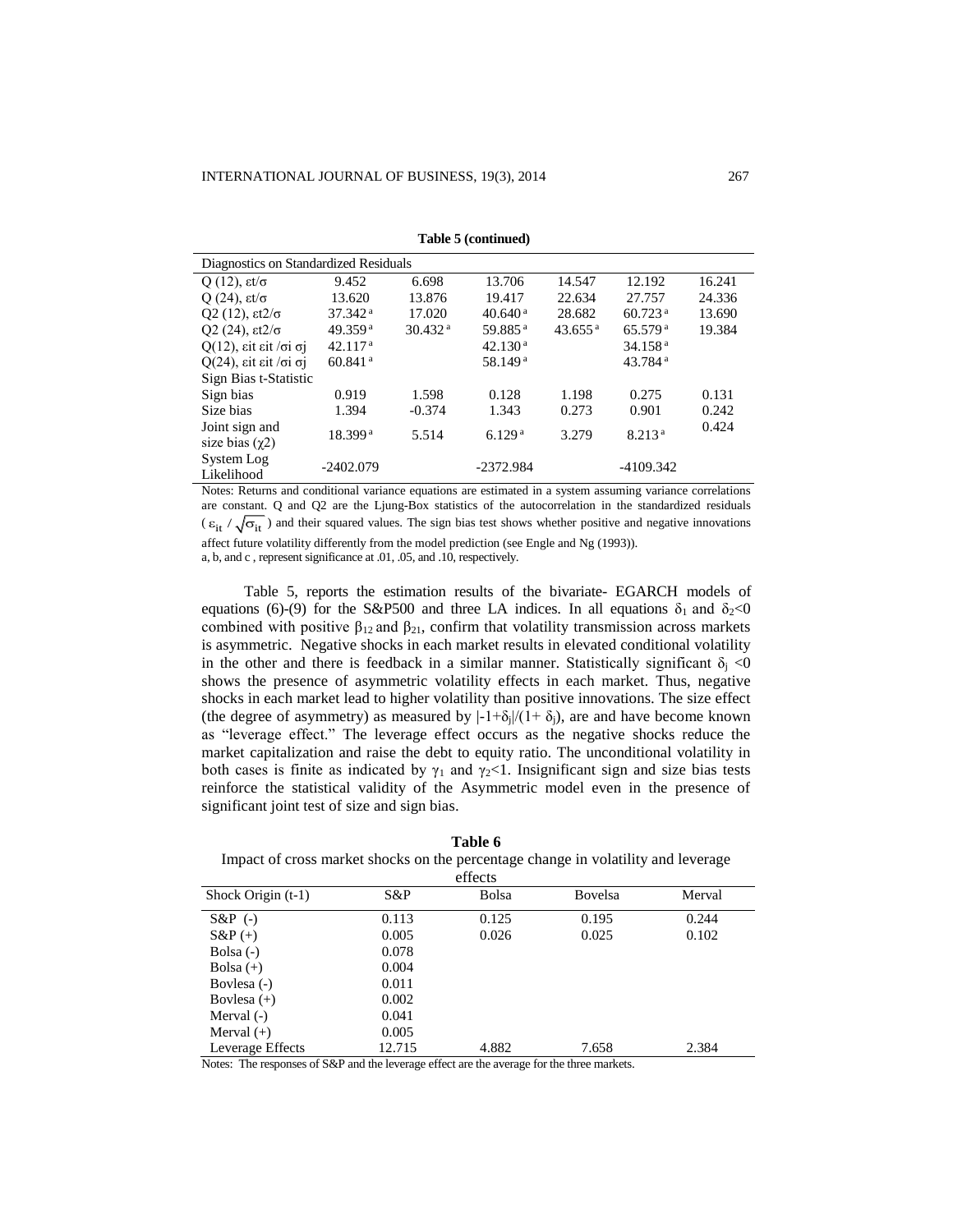**Table 5 (continued)**

| Diagnostics on Standardized Residuals | | | | | | |
|---|---|---|---|---|---|---|
| Q (12), $\varepsilon t/\sigma$ | 9.452 | 6.698 | 13.706 | 14.547 | 12.192 | 16.241 |
| Q (24), $\varepsilon t/\sigma$ | 13.620 | 13.876 | 19.417 | 22.634 | 27.757 | 24.336 |
| Q2 (12), $\varepsilon t2/\sigma$ | 37.342 [a] | 17.020 | 40.640 [a] | 28.682 | 60.723 [a] | 13.690 |
| Q2 (24), $\varepsilon t2/\sigma$ | 49.359 [a] | 30.432 [a] | 59.885 [a] | 43.655 [a] | 65.579 [a] | 19.384 |
| Q(12), $\varepsilon it\ \varepsilon it\ /\sigma i\ \sigma j$ | 42.117 [a] | | 42.130 [a] | | 34.158 [a] | |
| Q(24), $\varepsilon it\ \varepsilon it\ /\sigma i\ \sigma j$ | 60.841 [a] | | 58.149 [a] | | 43.784 [a] | |
| Sign Bias t-Statistic | | | | | | |
| Sign bias | 0.919 | 1.598 | 0.128 | 1.198 | 0.275 | 0.131 |
| Size bias | 1.394 | -0.374 | 1.343 | 0.273 | 0.901 | 0.242 |
| Joint sign and size bias ($\chi 2$) | 18.399 [a] | 5.514 | 6.129 [a] | 3.279 | 8.213 [a] | 0.424 |
| System Log Likelihood | -2402.079 | | -2372.984 | | -4109.342 | |

Notes: Returns and conditional variance equations are estimated in a system assuming variance correlations are constant. Q and Q2 are the Ljung-Box statistics of the autocorrelation in the standardized residuals ($\varepsilon_{it} / \sqrt{\sigma_{it}}$) and their squared values. The sign bias test shows whether positive and negative innovations affect future volatility differently from the model prediction (see Engle and Ng (1993)).
a, b, and c , represent significance at .01, .05, and .10, respectively.

Table 5, reports the estimation results of the bivariate- EGARCH models of equations (6)-(9) for the S&P500 and three LA indices. In all equations $\delta_1$ and $\delta_2<0$ combined with positive $\beta_{12}$ and $\beta_{21}$, confirm that volatility transmission across markets is asymmetric. Negative shocks in each market results in elevated conditional volatility in the other and there is feedback in a similar manner. Statistically significant $\delta_j<0$ shows the presence of asymmetric volatility effects in each market. Thus, negative shocks in each market lead to higher volatility than positive innovations. The size effect (the degree of asymmetry) as measured by $|-1+\delta_j|/(1+\delta_j)$, are and have become known as "leverage effect." The leverage effect occurs as the negative shocks reduce the market capitalization and raise the debt to equity ratio. The unconditional volatility in both cases is finite as indicated by $\gamma_1$ and $\gamma_2<1$. Insignificant sign and size bias tests reinforce the statistical validity of the Asymmetric model even in the presence of significant joint test of size and sign bias.

**Table 6**

Impact of cross market shocks on the percentage change in volatility and leverage effects

| Shock Origin (t-1) | S&P | Bolsa | Bovelsa | Merval |
|---|---|---|---|---|
| S&P (-) | 0.113 | 0.125 | 0.195 | 0.244 |
| S&P (+) | 0.005 | 0.026 | 0.025 | 0.102 |
| Bolsa (-) | 0.078 | | | |
| Bolsa (+) | 0.004 | | | |
| Bovlesa (-) | 0.011 | | | |
| Bovlesa (+) | 0.002 | | | |
| Merval (-) | 0.041 | | | |
| Merval (+) | 0.005 | | | |
| Leverage Effects | 12.715 | 4.882 | 7.658 | 2.384 |

Notes: The responses of S&P and the leverage effect are the average for the three markets.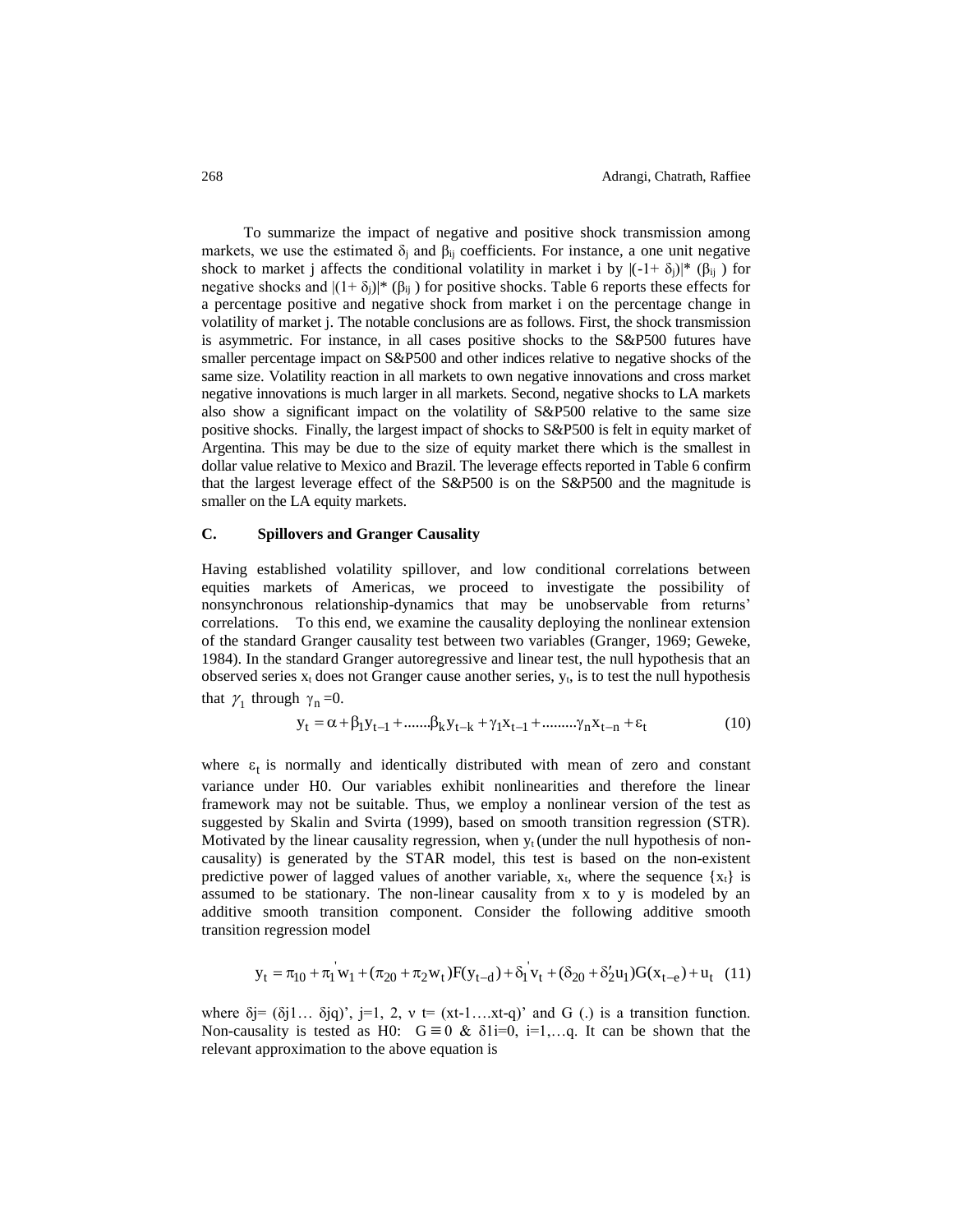To summarize the impact of negative and positive shock transmission among markets, we use the estimated $\delta_j$ and $\beta_{ij}$ coefficients. For instance, a one unit negative shock to market j affects the conditional volatility in market i by $|(-1+\delta_j)|*(\beta_{ij})$ for negative shocks and $|(1+\delta_j)|*(\beta_{ij})$ for positive shocks. Table 6 reports these effects for a percentage positive and negative shock from market i on the percentage change in volatility of market j. The notable conclusions are as follows. First, the shock transmission is asymmetric. For instance, in all cases positive shocks to the S&P500 futures have smaller percentage impact on S&P500 and other indices relative to negative shocks of the same size. Volatility reaction in all markets to own negative innovations and cross market negative innovations is much larger in all markets. Second, negative shocks to LA markets also show a significant impact on the volatility of S&P500 relative to the same size positive shocks. Finally, the largest impact of shocks to S&P500 is felt in equity market of Argentina. This may be due to the size of equity market there which is the smallest in dollar value relative to Mexico and Brazil. The leverage effects reported in Table 6 confirm that the largest leverage effect of the S&P500 is on the S&P500 and the magnitude is smaller on the LA equity markets.

### C. Spillovers and Granger Causality

Having established volatility spillover, and low conditional correlations between equities markets of Americas, we proceed to investigate the possibility of nonsynchronous relationship-dynamics that may be unobservable from returns' correlations. To this end, we examine the causality deploying the nonlinear extension of the standard Granger causality test between two variables (Granger, 1969; Geweke, 1984). In the standard Granger autoregressive and linear test, the null hypothesis that an observed series $x_t$ does not Granger cause another series, $y_t$, is to test the null hypothesis that $\gamma_1$ through $\gamma_n = 0$.

$$y_t = \alpha + \beta_1 y_{t-1} + \ldots\ldots. \beta_k y_{t-k} + \gamma_1 x_{t-1} + \ldots\ldots\ldots \gamma_n x_{t-n} + \varepsilon_t \tag{10}$$

where $\varepsilon_t$ is normally and identically distributed with mean of zero and constant variance under H0. Our variables exhibit nonlinearities and therefore the linear framework may not be suitable. Thus, we employ a nonlinear version of the test as suggested by Skalin and Svirta (1999), based on smooth transition regression (STR). Motivated by the linear causality regression, when $y_t$ (under the null hypothesis of non-causality) is generated by the STAR model, this test is based on the non-existent predictive power of lagged values of another variable, $x_t$, where the sequence $\{x_t\}$ is assumed to be stationary. The non-linear causality from x to y is modeled by an additive smooth transition component. Consider the following additive smooth transition regression model

$$y_t = \pi_{10} + \pi_1^{'} w_1 + (\pi_{20} + \pi_2 w_t) F(y_{t-d}) + \delta_1^{'} v_t + (\delta_{20} + \delta_2^{\prime} u_1) G(x_{t-e}) + u_t \tag{11}$$

where $\delta_j = (\delta_{j1} \ldots \delta_{jq})'$, $j=1, 2$, $v_t = (x_{t-1} \ldots . x_{t-q})'$ and G (.) is a transition function. Non-causality is tested as H0: $G \equiv 0$ & $\delta_{1i}=0$, $i=1,\ldots q$. It can be shown that the relevant approximation to the above equation is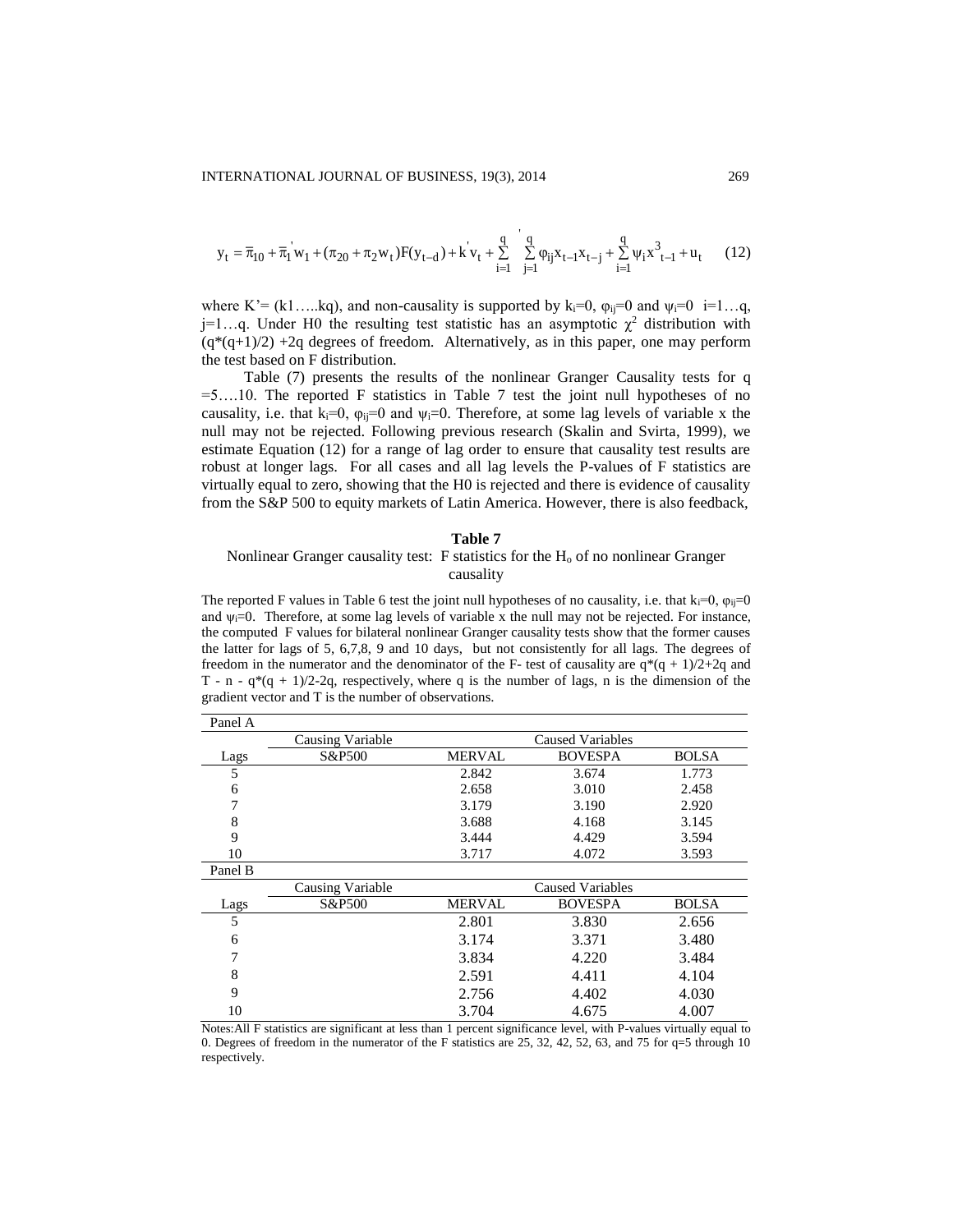$$y_t = \bar{\pi}_{10} + \bar{\pi}_1^{'} w_1 + (\pi_{20} + \pi_2 w_t) F(y_{t-d}) + k^{'} v_t + \sum_{i=1}^{q} \sum_{j=1}^{q}{}^{'} \varphi_{ij} x_{t-1} x_{t-j} + \sum_{i=1}^{q} \psi_i x^3_{t-1} + u_t \quad (12)$$

where K'= (k1…..kq), and non-causality is supported by $k_i$=0, $\varphi_{ij}$=0 and $\psi_i$=0 i=1…q, j=1…q. Under H0 the resulting test statistic has an asymptotic $\chi^2$ distribution with $(q^*(q+1)/2)$ +2q degrees of freedom. Alternatively, as in this paper, one may perform the test based on F distribution.

Table (7) presents the results of the nonlinear Granger Causality tests for q =5….10. The reported F statistics in Table 7 test the joint null hypotheses of no causality, i.e. that $k_i$=0, $\varphi_{ij}$=0 and $\psi_i$=0. Therefore, at some lag levels of variable x the null may not be rejected. Following previous research (Skalin and Svirta, 1999), we estimate Equation (12) for a range of lag order to ensure that causality test results are robust at longer lags. For all cases and all lag levels the P-values of F statistics are virtually equal to zero, showing that the H0 is rejected and there is evidence of causality from the S&P 500 to equity markets of Latin America. However, there is also feedback,

**Table 7**

Nonlinear Granger causality test: F statistics for the $H_o$ of no nonlinear Granger causality

The reported F values in Table 6 test the joint null hypotheses of no causality, i.e. that $k_i$=0, $\varphi_{ij}$=0 and $\psi_i$=0. Therefore, at some lag levels of variable x the null may not be rejected. For instance, the computed F values for bilateral nonlinear Granger causality tests show that the former causes the latter for lags of 5, 6,7,8, 9 and 10 days, but not consistently for all lags. The degrees of freedom in the numerator and the denominator of the F- test of causality are $q^*(q + 1)/2+2q$ and $T - n - q^*(q + 1)/2-2q$, respectively, where q is the number of lags, n is the dimension of the gradient vector and T is the number of observations.

| Panel A | | | | |
|---|---|---|---|---|
| | Causing Variable | Caused Variables | | |
| Lags | S&P500 | MERVAL | BOVESPA | BOLSA |
| 5 | | 2.842 | 3.674 | 1.773 |
| 6 | | 2.658 | 3.010 | 2.458 |
| 7 | | 3.179 | 3.190 | 2.920 |
| 8 | | 3.688 | 4.168 | 3.145 |
| 9 | | 3.444 | 4.429 | 3.594 |
| 10 | | 3.717 | 4.072 | 3.593 |

| Panel B | | | | |
|---|---|---|---|---|
| | Causing Variable | Caused Variables | | |
| Lags | S&P500 | MERVAL | BOVESPA | BOLSA |
| 5 | | 2.801 | 3.830 | 2.656 |
| 6 | | 3.174 | 3.371 | 3.480 |
| 7 | | 3.834 | 4.220 | 3.484 |
| 8 | | 2.591 | 4.411 | 4.104 |
| 9 | | 2.756 | 4.402 | 4.030 |
| 10 | | 3.704 | 4.675 | 4.007 |

Notes:All F statistics are significant at less than 1 percent significance level, with P-values virtually equal to 0. Degrees of freedom in the numerator of the F statistics are 25, 32, 42, 52, 63, and 75 for q=5 through 10 respectively.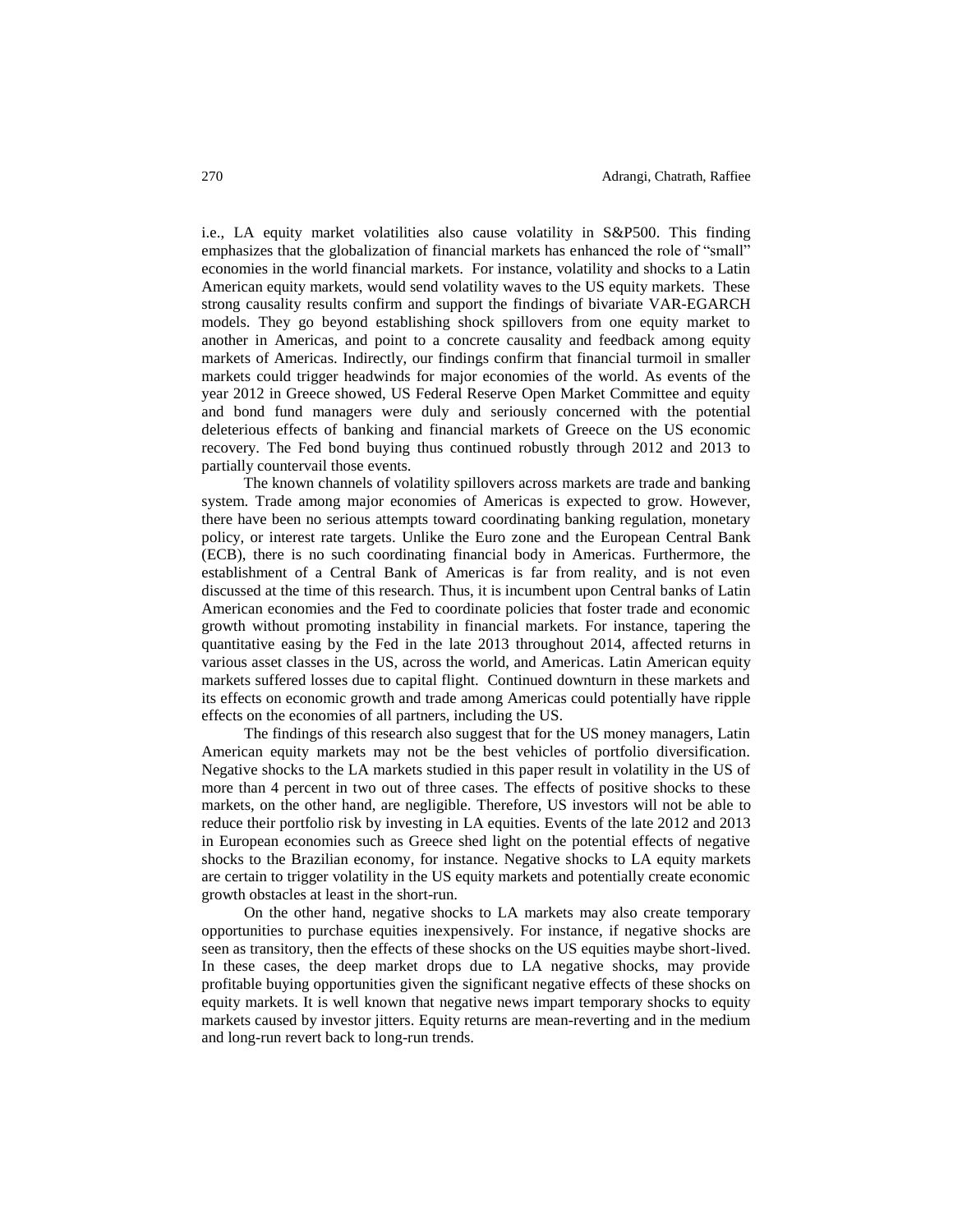i.e., LA equity market volatilities also cause volatility in S&P500. This finding emphasizes that the globalization of financial markets has enhanced the role of "small" economies in the world financial markets. For instance, volatility and shocks to a Latin American equity markets, would send volatility waves to the US equity markets. These strong causality results confirm and support the findings of bivariate VAR-EGARCH models. They go beyond establishing shock spillovers from one equity market to another in Americas, and point to a concrete causality and feedback among equity markets of Americas. Indirectly, our findings confirm that financial turmoil in smaller markets could trigger headwinds for major economies of the world. As events of the year 2012 in Greece showed, US Federal Reserve Open Market Committee and equity and bond fund managers were duly and seriously concerned with the potential deleterious effects of banking and financial markets of Greece on the US economic recovery. The Fed bond buying thus continued robustly through 2012 and 2013 to partially countervail those events.

The known channels of volatility spillovers across markets are trade and banking system. Trade among major economies of Americas is expected to grow. However, there have been no serious attempts toward coordinating banking regulation, monetary policy, or interest rate targets. Unlike the Euro zone and the European Central Bank (ECB), there is no such coordinating financial body in Americas. Furthermore, the establishment of a Central Bank of Americas is far from reality, and is not even discussed at the time of this research. Thus, it is incumbent upon Central banks of Latin American economies and the Fed to coordinate policies that foster trade and economic growth without promoting instability in financial markets. For instance, tapering the quantitative easing by the Fed in the late 2013 throughout 2014, affected returns in various asset classes in the US, across the world, and Americas. Latin American equity markets suffered losses due to capital flight. Continued downturn in these markets and its effects on economic growth and trade among Americas could potentially have ripple effects on the economies of all partners, including the US.

The findings of this research also suggest that for the US money managers, Latin American equity markets may not be the best vehicles of portfolio diversification. Negative shocks to the LA markets studied in this paper result in volatility in the US of more than 4 percent in two out of three cases. The effects of positive shocks to these markets, on the other hand, are negligible. Therefore, US investors will not be able to reduce their portfolio risk by investing in LA equities. Events of the late 2012 and 2013 in European economies such as Greece shed light on the potential effects of negative shocks to the Brazilian economy, for instance. Negative shocks to LA equity markets are certain to trigger volatility in the US equity markets and potentially create economic growth obstacles at least in the short-run.

On the other hand, negative shocks to LA markets may also create temporary opportunities to purchase equities inexpensively. For instance, if negative shocks are seen as transitory, then the effects of these shocks on the US equities maybe short-lived. In these cases, the deep market drops due to LA negative shocks, may provide profitable buying opportunities given the significant negative effects of these shocks on equity markets. It is well known that negative news impart temporary shocks to equity markets caused by investor jitters. Equity returns are mean-reverting and in the medium and long-run revert back to long-run trends.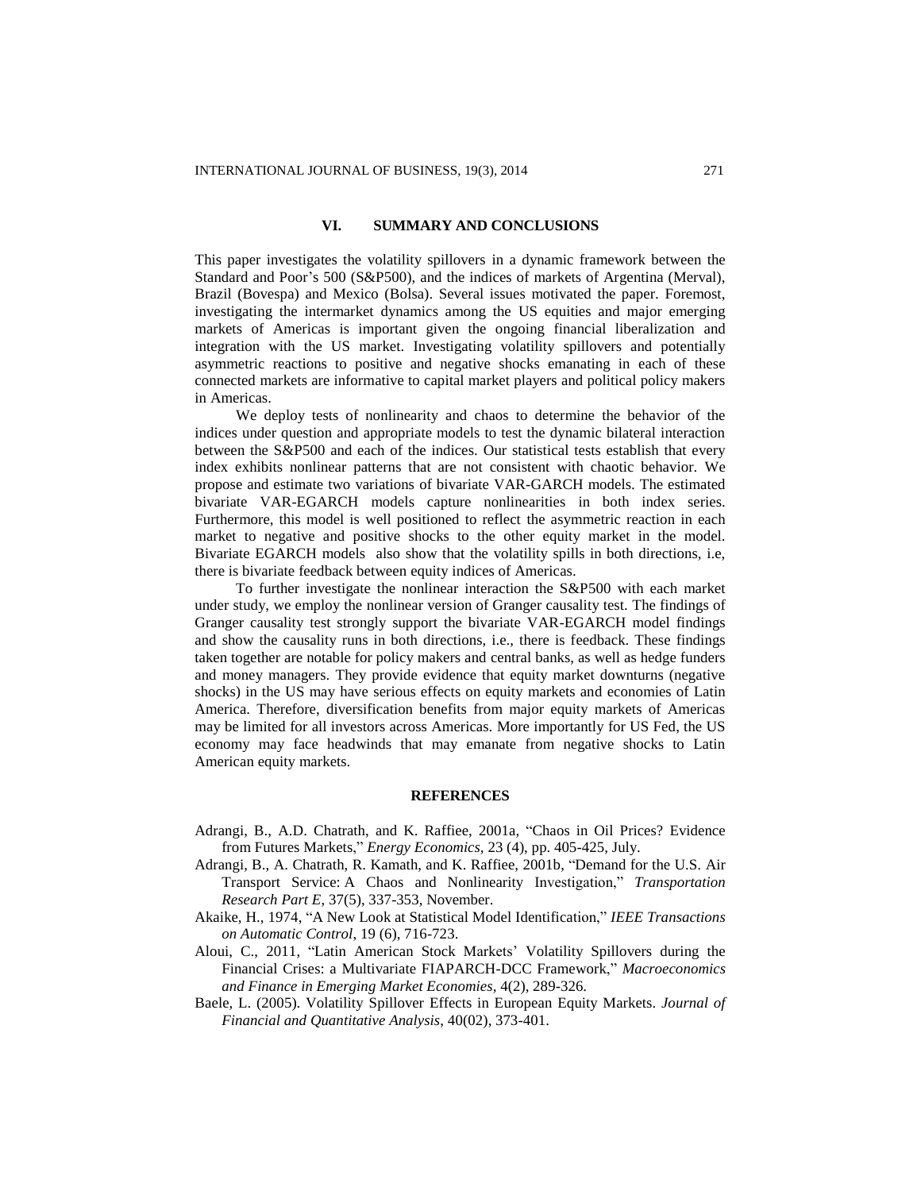## VI. SUMMARY AND CONCLUSIONS

This paper investigates the volatility spillovers in a dynamic framework between the Standard and Poor's 500 (S&P500), and the indices of markets of Argentina (Merval), Brazil (Bovespa) and Mexico (Bolsa). Several issues motivated the paper. Foremost, investigating the intermarket dynamics among the US equities and major emerging markets of Americas is important given the ongoing financial liberalization and integration with the US market. Investigating volatility spillovers and potentially asymmetric reactions to positive and negative shocks emanating in each of these connected markets are informative to capital market players and political policy makers in Americas.

We deploy tests of nonlinearity and chaos to determine the behavior of the indices under question and appropriate models to test the dynamic bilateral interaction between the S&P500 and each of the indices. Our statistical tests establish that every index exhibits nonlinear patterns that are not consistent with chaotic behavior. We propose and estimate two variations of bivariate VAR-GARCH models. The estimated bivariate VAR-EGARCH models capture nonlinearities in both index series. Furthermore, this model is well positioned to reflect the asymmetric reaction in each market to negative and positive shocks to the other equity market in the model. Bivariate EGARCH models also show that the volatility spills in both directions, i.e, there is bivariate feedback between equity indices of Americas.

To further investigate the nonlinear interaction the S&P500 with each market under study, we employ the nonlinear version of Granger causality test. The findings of Granger causality test strongly support the bivariate VAR-EGARCH model findings and show the causality runs in both directions, i.e., there is feedback. These findings taken together are notable for policy makers and central banks, as well as hedge funders and money managers. They provide evidence that equity market downturns (negative shocks) in the US may have serious effects on equity markets and economies of Latin America. Therefore, diversification benefits from major equity markets of Americas may be limited for all investors across Americas. More importantly for US Fed, the US economy may face headwinds that may emanate from negative shocks to Latin American equity markets.

## REFERENCES

Adrangi, B., A.D. Chatrath, and K. Raffiee, 2001a, "Chaos in Oil Prices? Evidence from Futures Markets," *Energy Economics*, 23 (4), pp. 405-425, July.

Adrangi, B., A. Chatrath, R. Kamath, and K. Raffiee, 2001b, "Demand for the U.S. Air Transport Service: A Chaos and Nonlinearity Investigation," *Transportation Research Part E*, 37(5), 337-353, November.

Akaike, H., 1974, "A New Look at Statistical Model Identification," *IEEE Transactions on Automatic Control*, 19 (6), 716-723.

Aloui, C., 2011, "Latin American Stock Markets' Volatility Spillovers during the Financial Crises: a Multivariate FIAPARCH-DCC Framework," *Macroeconomics and Finance in Emerging Market Economies*, 4(2), 289-326.

Baele, L. (2005). Volatility Spillover Effects in European Equity Markets. *Journal of Financial and Quantitative Analysis*, 40(02), 373-401.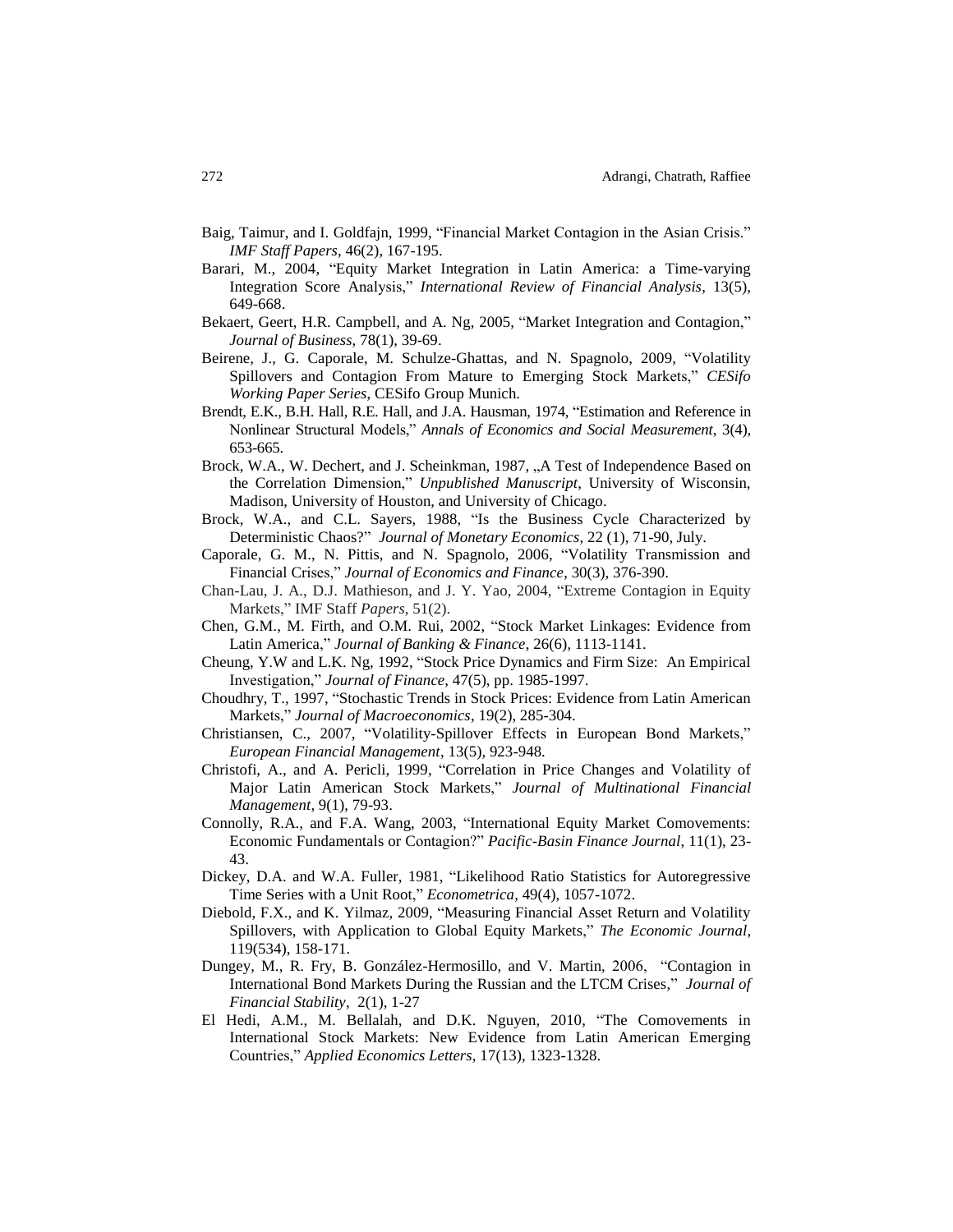Baig, Taimur, and I. Goldfajn, 1999, "Financial Market Contagion in the Asian Crisis." *IMF Staff Papers*, 46(2), 167-195.

Barari, M., 2004, "Equity Market Integration in Latin America: a Time-varying Integration Score Analysis," *International Review of Financial Analysis*, 13(5), 649-668.

Bekaert, Geert, H.R. Campbell, and A. Ng, 2005, "Market Integration and Contagion," *Journal of Business*, 78(1), 39-69.

Beirene, J., G. Caporale, M. Schulze-Ghattas, and N. Spagnolo, 2009, "Volatility Spillovers and Contagion From Mature to Emerging Stock Markets," *CESifo Working Paper Series*, CESifo Group Munich.

Brendt, E.K., B.H. Hall, R.E. Hall, and J.A. Hausman, 1974, "Estimation and Reference in Nonlinear Structural Models," *Annals of Economics and Social Measurement*, 3(4), 653-665.

Brock, W.A., W. Dechert, and J. Scheinkman, 1987, „A Test of Independence Based on the Correlation Dimension," *Unpublished Manuscript*, University of Wisconsin, Madison, University of Houston, and University of Chicago.

Brock, W.A., and C.L. Sayers, 1988, "Is the Business Cycle Characterized by Deterministic Chaos?" *Journal of Monetary Economics*, 22 (1), 71-90, July.

Caporale, G. M., N. Pittis, and N. Spagnolo, 2006, "Volatility Transmission and Financial Crises," *Journal of Economics and Finance*, 30(3), 376-390.

Chan-Lau, J. A., D.J. Mathieson, and J. Y. Yao, 2004, "Extreme Contagion in Equity Markets," IMF Staff *Papers*, 51(2).

Chen, G.M., M. Firth, and O.M. Rui, 2002, "Stock Market Linkages: Evidence from Latin America," *Journal of Banking & Finance*, 26(6), 1113-1141.

Cheung, Y.W and L.K. Ng, 1992, "Stock Price Dynamics and Firm Size: An Empirical Investigation," *Journal of Finance*, 47(5), pp. 1985-1997.

Choudhry, T., 1997, "Stochastic Trends in Stock Prices: Evidence from Latin American Markets," *Journal of Macroeconomics*, 19(2), 285-304.

Christiansen, C., 2007, "Volatility-Spillover Effects in European Bond Markets," *European Financial Management*, 13(5), 923-948.

Christofi, A., and A. Pericli, 1999, "Correlation in Price Changes and Volatility of Major Latin American Stock Markets," *Journal of Multinational Financial Management*, 9(1), 79-93.

Connolly, R.A., and F.A. Wang, 2003, "International Equity Market Comovements: Economic Fundamentals or Contagion?" *Pacific-Basin Finance Journal*, 11(1), 23-43.

Dickey, D.A. and W.A. Fuller, 1981, "Likelihood Ratio Statistics for Autoregressive Time Series with a Unit Root," *Econometrica*, 49(4), 1057-1072.

Diebold, F.X., and K. Yilmaz, 2009, "Measuring Financial Asset Return and Volatility Spillovers, with Application to Global Equity Markets," *The Economic Journal*, 119(534), 158-171.

Dungey, M., R. Fry, B. González-Hermosillo, and V. Martin, 2006, "Contagion in International Bond Markets During the Russian and the LTCM Crises," *Journal of Financial Stability*, 2(1), 1-27

El Hedi, A.M., M. Bellalah, and D.K. Nguyen, 2010, "The Comovements in International Stock Markets: New Evidence from Latin American Emerging Countries," *Applied Economics Letters*, 17(13), 1323-1328.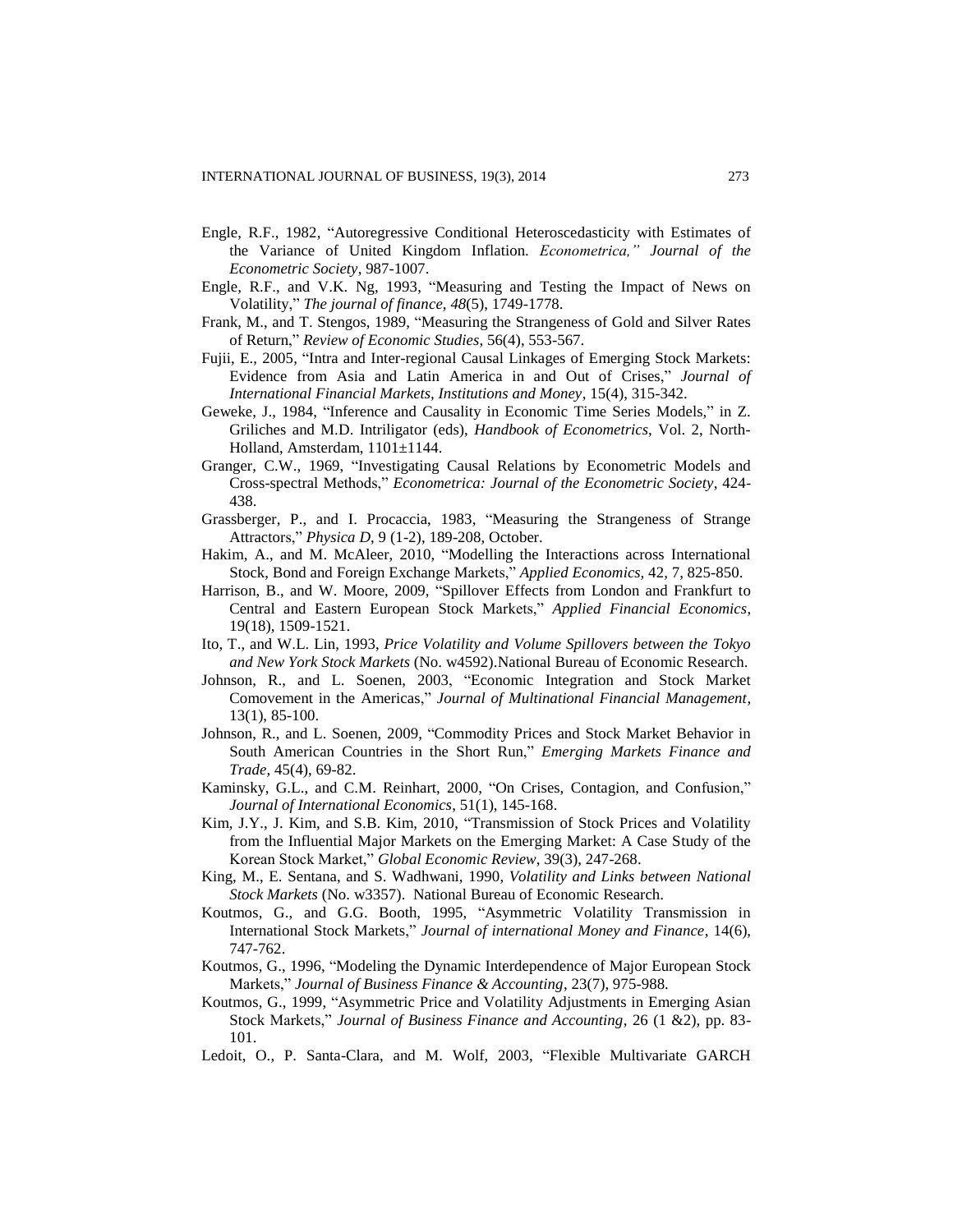Engle, R.F., 1982, "Autoregressive Conditional Heteroscedasticity with Estimates of the Variance of United Kingdom Inflation. *Econometrica," Journal of the Econometric Society*, 987-1007.

Engle, R.F., and V.K. Ng, 1993, "Measuring and Testing the Impact of News on Volatility," *The journal of finance*, *48*(5), 1749-1778.

Frank, M., and T. Stengos, 1989, "Measuring the Strangeness of Gold and Silver Rates of Return," *Review of Economic Studies*, 56(4), 553-567.

Fujii, E., 2005, "Intra and Inter-regional Causal Linkages of Emerging Stock Markets: Evidence from Asia and Latin America in and Out of Crises," *Journal of International Financial Markets, Institutions and Money*, 15(4), 315-342.

Geweke, J., 1984, "Inference and Causality in Economic Time Series Models," in Z. Griliches and M.D. Intriligator (eds), *Handbook of Econometrics*, Vol. 2, North-Holland, Amsterdam, 1101±1144.

Granger, C.W., 1969, "Investigating Causal Relations by Econometric Models and Cross-spectral Methods," *Econometrica: Journal of the Econometric Society*, 424-438.

Grassberger, P., and I. Procaccia, 1983, "Measuring the Strangeness of Strange Attractors," *Physica D*, 9 (1-2), 189-208, October.

Hakim, A., and M. McAleer, 2010, "Modelling the Interactions across International Stock, Bond and Foreign Exchange Markets," *Applied Economics*, 42, 7, 825-850.

Harrison, B., and W. Moore, 2009, "Spillover Effects from London and Frankfurt to Central and Eastern European Stock Markets," *Applied Financial Economics*, 19(18), 1509-1521.

Ito, T., and W.L. Lin, 1993, *Price Volatility and Volume Spillovers between the Tokyo and New York Stock Markets* (No. w4592).National Bureau of Economic Research.

Johnson, R., and L. Soenen, 2003, "Economic Integration and Stock Market Comovement in the Americas," *Journal of Multinational Financial Management*, 13(1), 85-100.

Johnson, R., and L. Soenen, 2009, "Commodity Prices and Stock Market Behavior in South American Countries in the Short Run," *Emerging Markets Finance and Trade*, 45(4), 69-82.

Kaminsky, G.L., and C.M. Reinhart, 2000, "On Crises, Contagion, and Confusion," *Journal of International Economics*, 51(1), 145-168.

Kim, J.Y., J. Kim, and S.B. Kim, 2010, "Transmission of Stock Prices and Volatility from the Influential Major Markets on the Emerging Market: A Case Study of the Korean Stock Market," *Global Economic Review*, 39(3), 247-268.

King, M., E. Sentana, and S. Wadhwani, 1990, *Volatility and Links between National Stock Markets* (No. w3357). National Bureau of Economic Research.

Koutmos, G., and G.G. Booth, 1995, "Asymmetric Volatility Transmission in International Stock Markets," *Journal of international Money and Finance*, 14(6), 747-762.

Koutmos, G., 1996, "Modeling the Dynamic Interdependence of Major European Stock Markets," *Journal of Business Finance & Accounting*, 23(7), 975-988.

Koutmos, G., 1999, "Asymmetric Price and Volatility Adjustments in Emerging Asian Stock Markets," *Journal of Business Finance and Accounting*, 26 (1 &2), pp. 83-101.

Ledoit, O., P. Santa-Clara, and M. Wolf, 2003, "Flexible Multivariate GARCH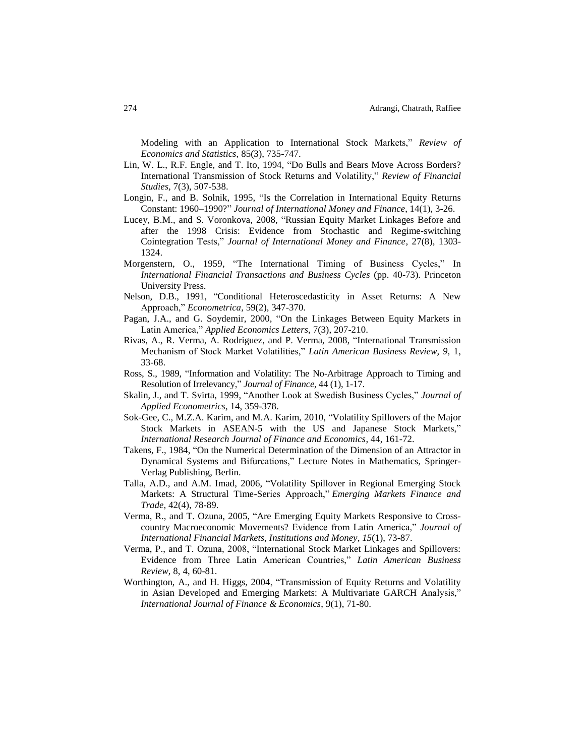Modeling with an Application to International Stock Markets," *Review of Economics and Statistics*, 85(3), 735-747.

Lin, W. L., R.F. Engle, and T. Ito, 1994, "Do Bulls and Bears Move Across Borders? International Transmission of Stock Returns and Volatility," *Review of Financial Studies*, 7(3), 507-538.

Longin, F., and B. Solnik, 1995, "Is the Correlation in International Equity Returns Constant: 1960–1990?" *Journal of International Money and Finance*, 14(1), 3-26.

Lucey, B.M., and S. Voronkova, 2008, "Russian Equity Market Linkages Before and after the 1998 Crisis: Evidence from Stochastic and Regime-switching Cointegration Tests," *Journal of International Money and Finance*, 27(8), 1303-1324.

Morgenstern, O., 1959, "The International Timing of Business Cycles," In *International Financial Transactions and Business Cycles* (pp. 40-73). Princeton University Press.

Nelson, D.B., 1991, "Conditional Heteroscedasticity in Asset Returns: A New Approach," *Econometrica*, 59(2), 347-370.

Pagan, J.A., and G. Soydemir, 2000, "On the Linkages Between Equity Markets in Latin America," *Applied Economics Letters*, 7(3), 207-210.

Rivas, A., R. Verma, A. Rodriguez, and P. Verma, 2008, "International Transmission Mechanism of Stock Market Volatilities," *Latin American Business Review, 9*, 1, 33-68.

Ross, S., 1989, "Information and Volatility: The No-Arbitrage Approach to Timing and Resolution of Irrelevancy," *Journal of Finance*, 44 (1), 1-17.

Skalin, J., and T. Svirta, 1999, "Another Look at Swedish Business Cycles," *Journal of Applied Econometrics*, 14, 359-378.

Sok-Gee, C., M.Z.A. Karim, and M.A. Karim, 2010, "Volatility Spillovers of the Major Stock Markets in ASEAN-5 with the US and Japanese Stock Markets," *International Research Journal of Finance and Economics*, 44, 161-72.

Takens, F., 1984, "On the Numerical Determination of the Dimension of an Attractor in Dynamical Systems and Bifurcations," Lecture Notes in Mathematics, Springer-Verlag Publishing, Berlin.

Talla, A.D., and A.M. Imad, 2006, "Volatility Spillover in Regional Emerging Stock Markets: A Structural Time-Series Approach," *Emerging Markets Finance and Trade*, 42(4), 78-89.

Verma, R., and T. Ozuna, 2005, "Are Emerging Equity Markets Responsive to Cross-country Macroeconomic Movements? Evidence from Latin America," *Journal of International Financial Markets, Institutions and Money*, *15*(1), 73-87.

Verma, P., and T. Ozuna, 2008, "International Stock Market Linkages and Spillovers: Evidence from Three Latin American Countries," *Latin American Business Review*, 8, 4, 60-81.

Worthington, A., and H. Higgs, 2004, "Transmission of Equity Returns and Volatility in Asian Developed and Emerging Markets: A Multivariate GARCH Analysis," *International Journal of Finance & Economics*, 9(1), 71-80.